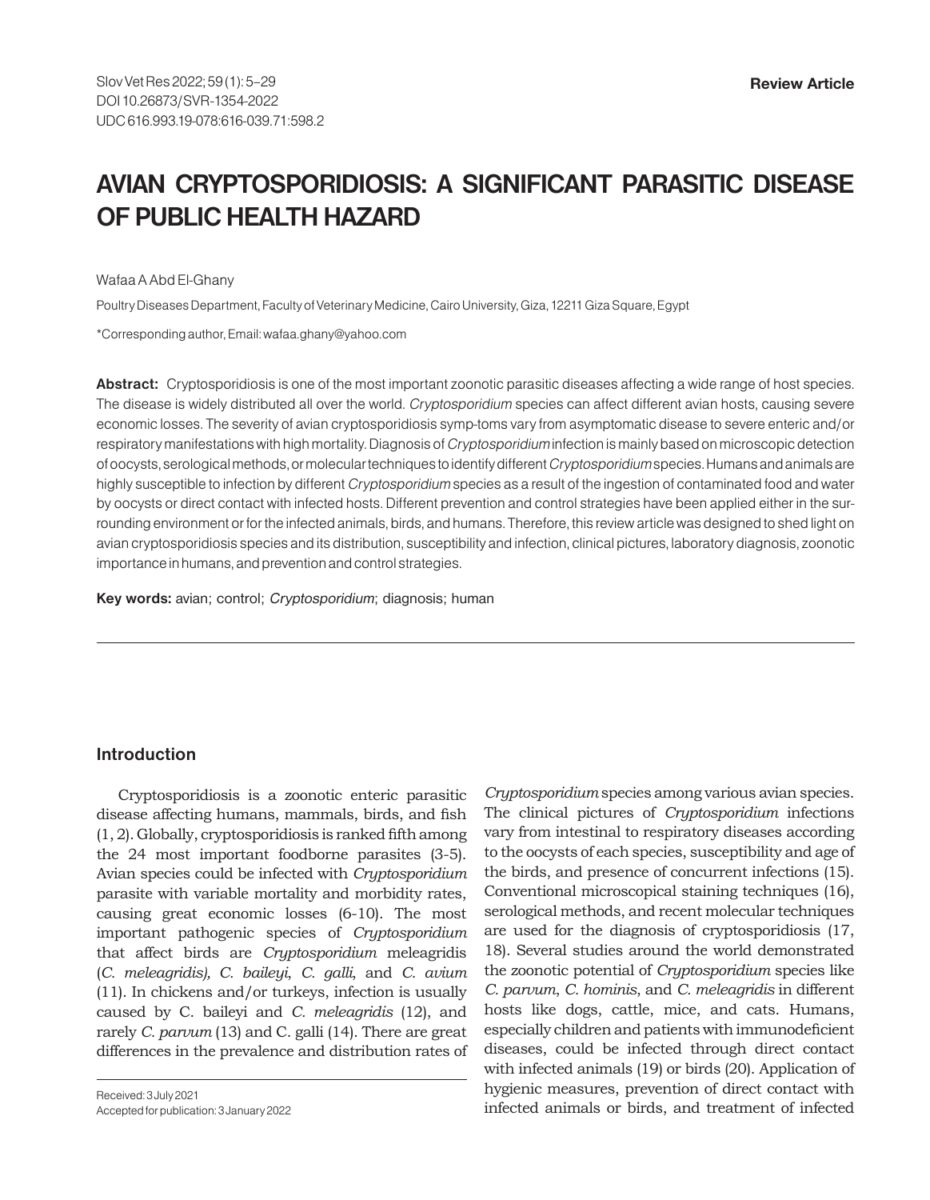Review Article

# AVIAN CRYPTOSPORIDIOSIS: A SIGNIFICANT PARASITIC DISEASE OF PUBLIC HEALTH HAZARD

Wafaa A Abd El-Ghany

Poultry Diseases Department, Faculty of Veterinary Medicine, Cairo University, Giza, 12211 Giza Square, Egypt

*Corresponding author, Email: wafaa.ghany@yahoo.com

**Abstract:** Cryptosporidiosis is one of the most important zoonotic parasitic diseases affecting a wide range of host species. The disease is widely distributed all over the world. *Cryptosporidium* species can affect different avian hosts, causing severe economic losses. The severity of avian cryptosporidiosis symp-toms vary from asymptomatic disease to severe enteric and/or respiratory manifestations with high mortality. Diagnosis of *Cryptosporidium* infection is mainly based on microscopic detection of oocysts, serological methods, or molecular techniques to identify different *Cryptosporidium* species. Humans and animals are highly susceptible to infection by different *Cryptosporidium* species as a result of the ingestion of contaminated food and water by oocysts or direct contact with infected hosts. Different prevention and control strategies have been applied either in the surrounding environment or for the infected animals, birds, and humans. Therefore, this review article was designed to shed light on avian cryptosporidiosis species and its distribution, susceptibility and infection, clinical pictures, laboratory diagnosis, zoonotic importance in humans, and prevention and control strategies.

**Key words:** avian; control; *Cryptosporidium*; diagnosis; human

## Introduction

Cryptosporidiosis is a zoonotic enteric parasitic disease affecting humans, mammals, birds, and fish (1, 2). Globally, cryptosporidiosis is ranked fifth among the 24 most important foodborne parasites (3-5). Avian species could be infected with *Cryptosporidium* parasite with variable mortality and morbidity rates, causing great economic losses (6-10). The most important pathogenic species of *Cryptosporidium* that affect birds are *Cryptosporidium* meleagridis (*C. meleagridis), C. baileyi*, *C. galli*, and *C. avium* (11). In chickens and/or turkeys, infection is usually caused by C. baileyi and *C. meleagridis* (12), and rarely *C. parvum* (13) and C. galli (14). There are great differences in the prevalence and distribution rates of *Cryptosporidium* species among various avian species. The clinical pictures of *Cryptosporidium* infections vary from intestinal to respiratory diseases according to the oocysts of each species, susceptibility and age of the birds, and presence of concurrent infections (15). Conventional microscopical staining techniques (16), serological methods, and recent molecular techniques are used for the diagnosis of cryptosporidiosis (17, 18). Several studies around the world demonstrated the zoonotic potential of *Cryptosporidium* species like *C. parvum*, *C. hominis*, and *C. meleagridis* in different hosts like dogs, cattle, mice, and cats. Humans, especially children and patients with immunodeficient diseases, could be infected through direct contact with infected animals (19) or birds (20). Application of hygienic measures, prevention of direct contact with infected animals or birds, and treatment of infected

Received: 3 July 2021
Accepted for publication: 3 January 2022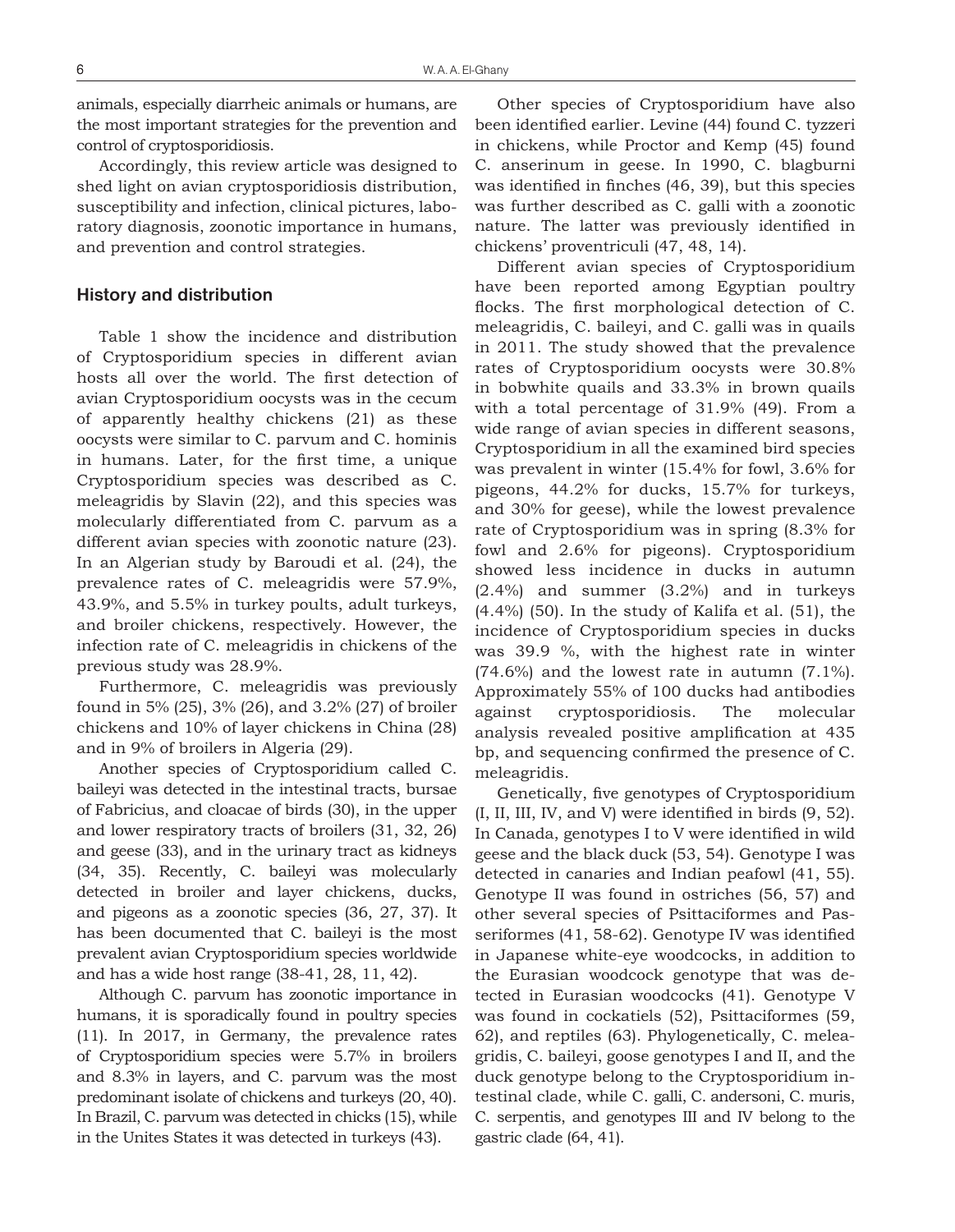animals, especially diarrheic animals or humans, are the most important strategies for the prevention and control of cryptosporidiosis.

Accordingly, this review article was designed to shed light on avian cryptosporidiosis distribution, susceptibility and infection, clinical pictures, laboratory diagnosis, zoonotic importance in humans, and prevention and control strategies.

## History and distribution

Table 1 show the incidence and distribution of Cryptosporidium species in different avian hosts all over the world. The first detection of avian Cryptosporidium oocysts was in the cecum of apparently healthy chickens (21) as these oocysts were similar to C. parvum and C. hominis in humans. Later, for the first time, a unique Cryptosporidium species was described as C. meleagridis by Slavin (22), and this species was molecularly differentiated from C. parvum as a different avian species with zoonotic nature (23). In an Algerian study by Baroudi et al. (24), the prevalence rates of C. meleagridis were 57.9%, 43.9%, and 5.5% in turkey poults, adult turkeys, and broiler chickens, respectively. However, the infection rate of C. meleagridis in chickens of the previous study was 28.9%.

Furthermore, C. meleagridis was previously found in 5% (25), 3% (26), and 3.2% (27) of broiler chickens and 10% of layer chickens in China (28) and in 9% of broilers in Algeria (29).

Another species of Cryptosporidium called C. baileyi was detected in the intestinal tracts, bursae of Fabricius, and cloacae of birds (30), in the upper and lower respiratory tracts of broilers (31, 32, 26) and geese (33), and in the urinary tract as kidneys (34, 35). Recently, C. baileyi was molecularly detected in broiler and layer chickens, ducks, and pigeons as a zoonotic species (36, 27, 37). It has been documented that C. baileyi is the most prevalent avian Cryptosporidium species worldwide and has a wide host range (38-41, 28, 11, 42).

Although C. parvum has zoonotic importance in humans, it is sporadically found in poultry species (11). In 2017, in Germany, the prevalence rates of Cryptosporidium species were 5.7% in broilers and 8.3% in layers, and C. parvum was the most predominant isolate of chickens and turkeys (20, 40). In Brazil, C. parvum was detected in chicks (15), while in the Unites States it was detected in turkeys (43).

Other species of Cryptosporidium have also been identified earlier. Levine (44) found C. tyzzeri in chickens, while Proctor and Kemp (45) found C. anserinum in geese. In 1990, C. blagburni was identified in finches (46, 39), but this species was further described as C. galli with a zoonotic nature. The latter was previously identified in chickens' proventriculi (47, 48, 14).

Different avian species of Cryptosporidium have been reported among Egyptian poultry flocks. The first morphological detection of C. meleagridis, C. baileyi, and C. galli was in quails in 2011. The study showed that the prevalence rates of Cryptosporidium oocysts were 30.8% in bobwhite quails and 33.3% in brown quails with a total percentage of 31.9% (49). From a wide range of avian species in different seasons, Cryptosporidium in all the examined bird species was prevalent in winter (15.4% for fowl, 3.6% for pigeons, 44.2% for ducks, 15.7% for turkeys, and 30% for geese), while the lowest prevalence rate of Cryptosporidium was in spring (8.3% for fowl and 2.6% for pigeons). Cryptosporidium showed less incidence in ducks in autumn (2.4%) and summer (3.2%) and in turkeys (4.4%) (50). In the study of Kalifa et al. (51), the incidence of Cryptosporidium species in ducks was 39.9 %, with the highest rate in winter (74.6%) and the lowest rate in autumn (7.1%). Approximately 55% of 100 ducks had antibodies against cryptosporidiosis. The molecular analysis revealed positive amplification at 435 bp, and sequencing confirmed the presence of C. meleagridis.

Genetically, five genotypes of Cryptosporidium (I, II, III, IV, and V) were identified in birds (9, 52). In Canada, genotypes I to V were identified in wild geese and the black duck (53, 54). Genotype I was detected in canaries and Indian peafowl (41, 55). Genotype II was found in ostriches (56, 57) and other several species of Psittaciformes and Passeriformes (41, 58-62). Genotype IV was identified in Japanese white-eye woodcocks, in addition to the Eurasian woodcock genotype that was detected in Eurasian woodcocks (41). Genotype V was found in cockatiels (52), Psittaciformes (59, 62), and reptiles (63). Phylogenetically, C. meleagridis, C. baileyi, goose genotypes I and II, and the duck genotype belong to the Cryptosporidium intestinal clade, while C. galli, C. andersoni, C. muris, C. serpentis, and genotypes III and IV belong to the gastric clade (64, 41).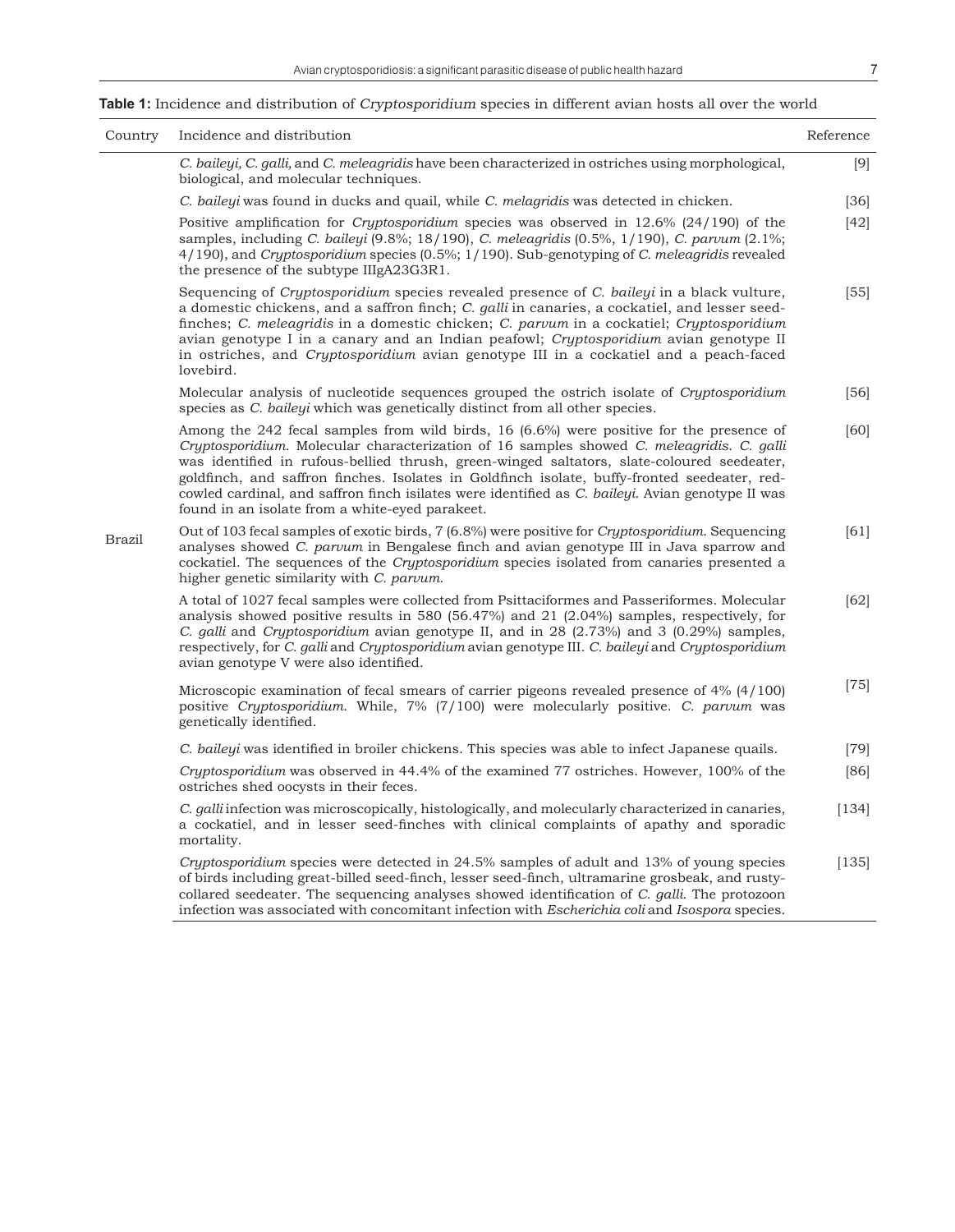**Table 1:** Incidence and distribution of *Cryptosporidium* species in different avian hosts all over the world

| Country | Incidence and distribution | Reference |
|---|---|---|
| Brazil | *C. baileyi, C. galli,* and *C. meleagridis* have been characterized in ostriches using morphological, biological, and molecular techniques. | [9] |
| | *C. baileyi* was found in ducks and quail, while *C. melagridis* was detected in chicken. | [36] |
| | Positive amplification for *Cryptosporidium* species was observed in 12.6% (24/190) of the samples, including *C. baileyi* (9.8%; 18/190), *C. meleagridis* (0.5%, 1/190), *C. parvum* (2.1%; 4/190), and *Cryptosporidium* species (0.5%; 1/190). Sub-genotyping of *C. meleagridis* revealed the presence of the subtype IIIgA23G3R1. | [42] |
| | Sequencing of *Cryptosporidium* species revealed presence of *C. baileyi* in a black vulture, a domestic chickens, and a saffron finch; *C. galli* in canaries, a cockatiel, and lesser seed-finches; *C. meleagridis* in a domestic chicken; *C. parvum* in a cockatiel; *Cryptosporidium* avian genotype I in a canary and an Indian peafowl; *Cryptosporidium* avian genotype II in ostriches, and *Cryptosporidium* avian genotype III in a cockatiel and a peach-faced lovebird. | [55] |
| | Molecular analysis of nucleotide sequences grouped the ostrich isolate of *Cryptosporidium* species as *C. baileyi* which was genetically distinct from all other species. | [56] |
| | Among the 242 fecal samples from wild birds, 16 (6.6%) were positive for the presence of *Cryptosporidium*. Molecular characterization of 16 samples showed *C. meleagridis*. *C. galli* was identified in rufous-bellied thrush, green-winged saltators, slate-coloured seedeater, goldfinch, and saffron finches. Isolates in Goldfinch isolate, buffy-fronted seedeater, red-cowled cardinal, and saffron finch isilates were identified as *C. baileyi*. Avian genotype II was found in an isolate from a white-eyed parakeet. | [60] |
| | Out of 103 fecal samples of exotic birds, 7 (6.8%) were positive for *Cryptosporidium*. Sequencing analyses showed *C. parvum* in Bengalese finch and avian genotype III in Java sparrow and cockatiel. The sequences of the *Cryptosporidium* species isolated from canaries presented a higher genetic similarity with *C. parvum*. | [61] |
| | A total of 1027 fecal samples were collected from Psittaciformes and Passeriformes. Molecular analysis showed positive results in 580 (56.47%) and 21 (2.04%) samples, respectively, for *C. galli* and *Cryptosporidium* avian genotype II, and in 28 (2.73%) and 3 (0.29%) samples, respectively, for *C. galli* and *Cryptosporidium* avian genotype III. *C. baileyi* and *Cryptosporidium* avian genotype V were also identified. | [62] |
| | Microscopic examination of fecal smears of carrier pigeons revealed presence of 4% (4/100) positive *Cryptosporidium*. While, 7% (7/100) were molecularly positive. *C. parvum* was genetically identified. | [75] |
| | *C. baileyi* was identified in broiler chickens. This species was able to infect Japanese quails. | [79] |
| | *Cryptosporidium* was observed in 44.4% of the examined 77 ostriches. However, 100% of the ostriches shed oocysts in their feces. | [86] |
| | *C. galli* infection was microscopically, histologically, and molecularly characterized in canaries, a cockatiel, and in lesser seed-finches with clinical complaints of apathy and sporadic mortality. | [134] |
| | *Cryptosporidium* species were detected in 24.5% samples of adult and 13% of young species of birds including great-billed seed-finch, lesser seed-finch, ultramarine grosbeak, and rusty-collared seedeater. The sequencing analyses showed identification of *C. galli*. The protozoon infection was associated with concomitant infection with *Escherichia coli* and *Isospora* species. | [135] |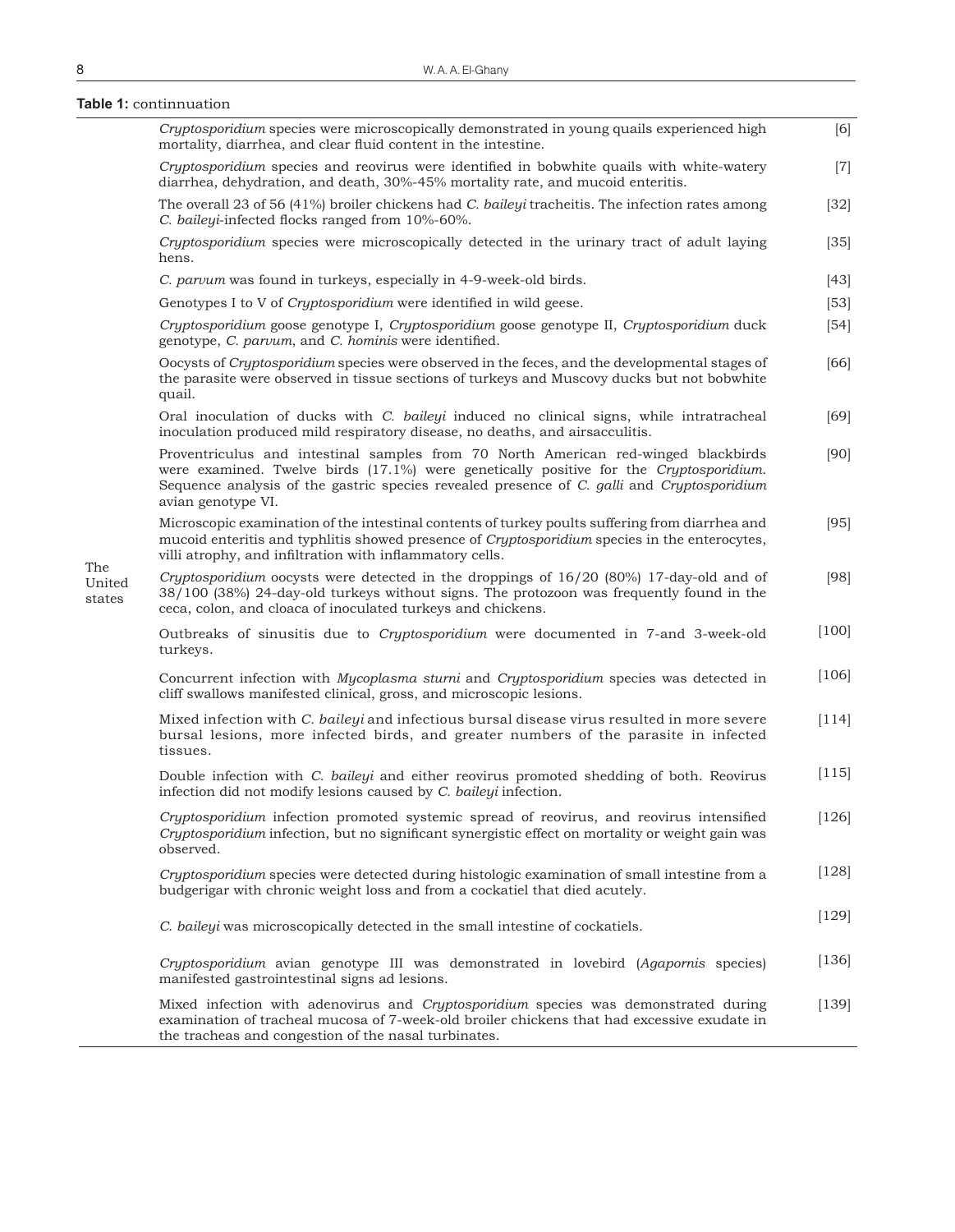**Table 1:** continnuation

| | | |
|---|---|---|
| The United states | *Cryptosporidium* species were microscopically demonstrated in young quails experienced high mortality, diarrhea, and clear fluid content in the intestine. | [6] |
| | *Cryptosporidium* species and reovirus were identified in bobwhite quails with white-watery diarrhea, dehydration, and death, 30%-45% mortality rate, and mucoid enteritis. | [7] |
| | The overall 23 of 56 (41%) broiler chickens had *C. baileyi* tracheitis. The infection rates among *C. baileyi*-infected flocks ranged from 10%-60%. | [32] |
| | *Cryptosporidium* species were microscopically detected in the urinary tract of adult laying hens. | [35] |
| | *C. parvum* was found in turkeys, especially in 4-9-week-old birds. | [43] |
| | Genotypes I to V of *Cryptosporidium* were identified in wild geese. | [53] |
| | *Cryptosporidium* goose genotype I, *Cryptosporidium* goose genotype II, *Cryptosporidium* duck genotype, *C. parvum*, and *C. hominis* were identified. | [54] |
| | Oocysts of *Cryptosporidium* species were observed in the feces, and the developmental stages of the parasite were observed in tissue sections of turkeys and Muscovy ducks but not bobwhite quail. | [66] |
| | Oral inoculation of ducks with *C. baileyi* induced no clinical signs, while intratracheal inoculation produced mild respiratory disease, no deaths, and airsacculitis. | [69] |
| | Proventriculus and intestinal samples from 70 North American red-winged blackbirds were examined. Twelve birds (17.1%) were genetically positive for the *Cryptosporidium*. Sequence analysis of the gastric species revealed presence of *C. galli* and *Cryptosporidium* avian genotype VI. | [90] |
| | Microscopic examination of the intestinal contents of turkey poults suffering from diarrhea and mucoid enteritis and typhlitis showed presence of *Cryptosporidium* species in the enterocytes, villi atrophy, and infiltration with inflammatory cells. | [95] |
| | *Cryptosporidium* oocysts were detected in the droppings of 16/20 (80%) 17-day-old and of 38/100 (38%) 24-day-old turkeys without signs. The protozoon was frequently found in the ceca, colon, and cloaca of inoculated turkeys and chickens. | [98] |
| | Outbreaks of sinusitis due to *Cryptosporidium* were documented in 7-and 3-week-old turkeys. | [100] |
| | Concurrent infection with *Mycoplasma sturni* and *Cryptosporidium* species was detected in cliff swallows manifested clinical, gross, and microscopic lesions. | [106] |
| | Mixed infection with *C. baileyi* and infectious bursal disease virus resulted in more severe bursal lesions, more infected birds, and greater numbers of the parasite in infected tissues. | [114] |
| | Double infection with *C. baileyi* and either reovirus promoted shedding of both. Reovirus infection did not modify lesions caused by *C. baileyi* infection. | [115] |
| | *Cryptosporidium* infection promoted systemic spread of reovirus, and reovirus intensified *Cryptosporidium* infection, but no significant synergistic effect on mortality or weight gain was observed. | [126] |
| | *Cryptosporidium* species were detected during histologic examination of small intestine from a budgerigar with chronic weight loss and from a cockatiel that died acutely. | [128] |
| | *C. baileyi* was microscopically detected in the small intestine of cockatiels. | [129] |
| | *Cryptosporidium* avian genotype III was demonstrated in lovebird (*Agapornis* species) manifested gastrointestinal signs ad lesions. | [136] |
| | Mixed infection with adenovirus and *Cryptosporidium* species was demonstrated during examination of tracheal mucosa of 7-week-old broiler chickens that had excessive exudate in the tracheas and congestion of the nasal turbinates. | [139] |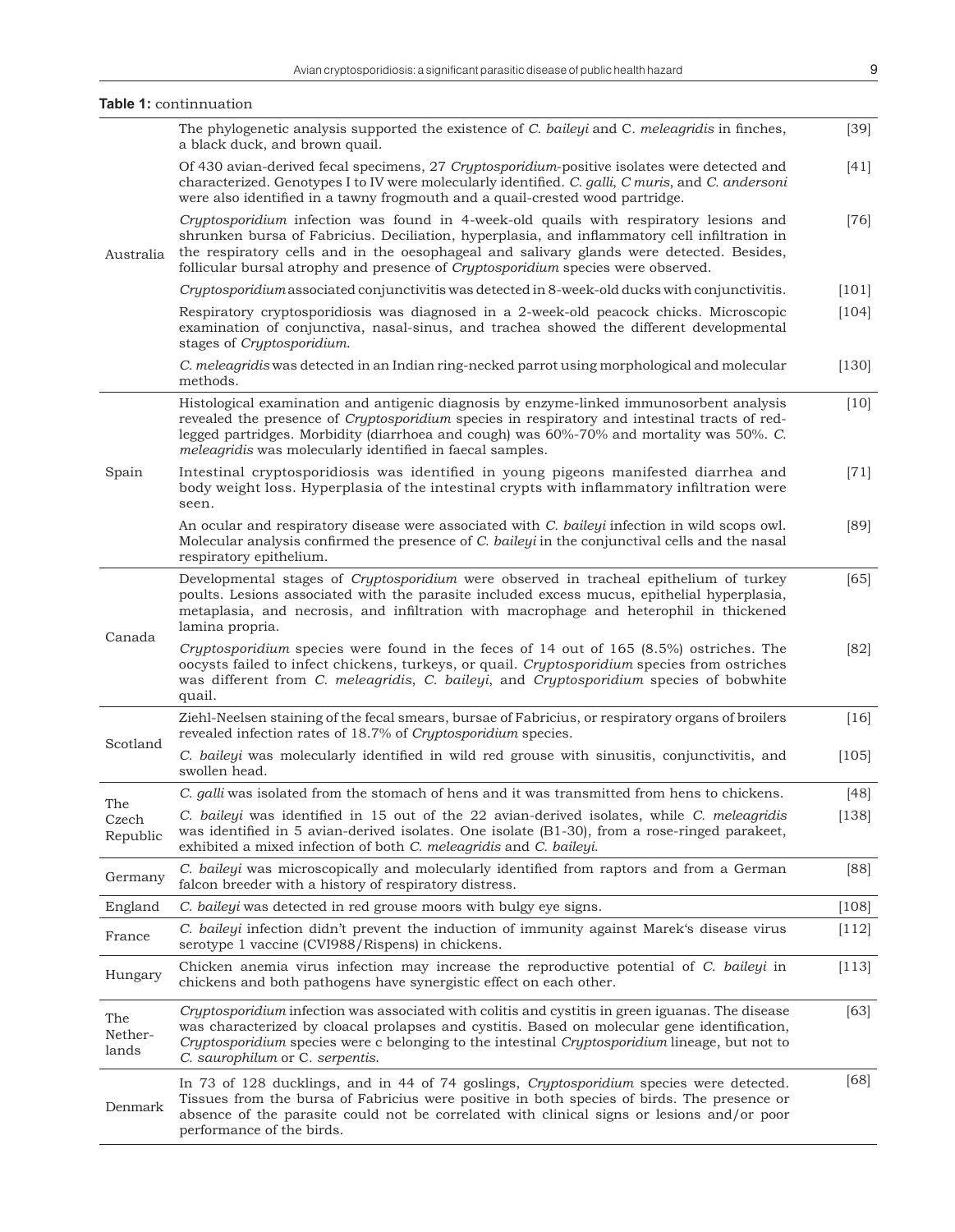**Table 1:** continnuation

| | | |
|---|---|---|
| Australia | The phylogenetic analysis supported the existence of *C. baileyi* and C. *meleagridis* in finches, a black duck, and brown quail. | [39] |
| | Of 430 avian-derived fecal specimens, 27 *Cryptosporidium*-positive isolates were detected and characterized. Genotypes I to IV were molecularly identified. *C. galli*, *C muris*, and *C. andersoni* were also identified in a tawny frogmouth and a quail-crested wood partridge. | [41] |
| | *Cryptosporidium* infection was found in 4-week-old quails with respiratory lesions and shrunken bursa of Fabricius. Deciliation, hyperplasia, and inflammatory cell infiltration in the respiratory cells and in the oesophageal and salivary glands were detected. Besides, follicular bursal atrophy and presence of *Cryptosporidium* species were observed. | [76] |
| | *Cryptosporidium* associated conjunctivitis was detected in 8-week-old ducks with conjunctivitis. | [101] |
| | Respiratory cryptosporidiosis was diagnosed in a 2-week-old peacock chicks. Microscopic examination of conjunctiva, nasal-sinus, and trachea showed the different developmental stages of *Cryptosporidium*. | [104] |
| | *C. meleagridis* was detected in an Indian ring-necked parrot using morphological and molecular methods. | [130] |
| Spain | Histological examination and antigenic diagnosis by enzyme-linked immunosorbent analysis revealed the presence of *Cryptosporidium* species in respiratory and intestinal tracts of red-legged partridges. Morbidity (diarrhoea and cough) was 60%-70% and mortality was 50%. *C. meleagridis* was molecularly identified in faecal samples. | [10] |
| | Intestinal cryptosporidiosis was identified in young pigeons manifested diarrhea and body weight loss. Hyperplasia of the intestinal crypts with inflammatory infiltration were seen. | [71] |
| | An ocular and respiratory disease were associated with *C. baileyi* infection in wild scops owl. Molecular analysis confirmed the presence of *C. baileyi* in the conjunctival cells and the nasal respiratory epithelium. | [89] |
| Canada | Developmental stages of *Cryptosporidium* were observed in tracheal epithelium of turkey poults. Lesions associated with the parasite included excess mucus, epithelial hyperplasia, metaplasia, and necrosis, and infiltration with macrophage and heterophil in thickened lamina propria. | [65] |
| | *Cryptosporidium* species were found in the feces of 14 out of 165 (8.5%) ostriches. The oocysts failed to infect chickens, turkeys, or quail. *Cryptosporidium* species from ostriches was different from *C. meleagridis*, *C. baileyi*, and *Cryptosporidium* species of bobwhite quail. | [82] |
| Scotland | Ziehl-Neelsen staining of the fecal smears, bursae of Fabricius, or respiratory organs of broilers revealed infection rates of 18.7% of *Cryptosporidium* species. | [16] |
| | *C. baileyi* was molecularly identified in wild red grouse with sinusitis, conjunctivitis, and swollen head. | [105] |
| The Czech Republic | *C. galli* was isolated from the stomach of hens and it was transmitted from hens to chickens. | [48] |
| | *C. baileyi* was identified in 15 out of the 22 avian-derived isolates, while *C. meleagridis* was identified in 5 avian-derived isolates. One isolate (B1-30), from a rose-ringed parakeet, exhibited a mixed infection of both *C. meleagridis* and *C. baileyi*. | [138] |
| Germany | *C. baileyi* was microscopically and molecularly identified from raptors and from a German falcon breeder with a history of respiratory distress. | [88] |
| England | *C. baileyi* was detected in red grouse moors with bulgy eye signs. | [108] |
| France | *C. baileyi* infection didn't prevent the induction of immunity against Marek's disease virus serotype 1 vaccine (CVI988/Rispens) in chickens. | [112] |
| Hungary | Chicken anemia virus infection may increase the reproductive potential of *C. baileyi* in chickens and both pathogens have synergistic effect on each other. | [113] |
| The Netherlands | *Cryptosporidium* infection was associated with colitis and cystitis in green iguanas. The disease was characterized by cloacal prolapses and cystitis. Based on molecular gene identification, *Cryptosporidium* species were c belonging to the intestinal *Cryptosporidium* lineage, but not to *C. saurophilum* or C. *serpentis*. | [63] |
| Denmark | In 73 of 128 ducklings, and in 44 of 74 goslings, *Cryptosporidium* species were detected. Tissues from the bursa of Fabricius were positive in both species of birds. The presence or absence of the parasite could not be correlated with clinical signs or lesions and/or poor performance of the birds. | [68] |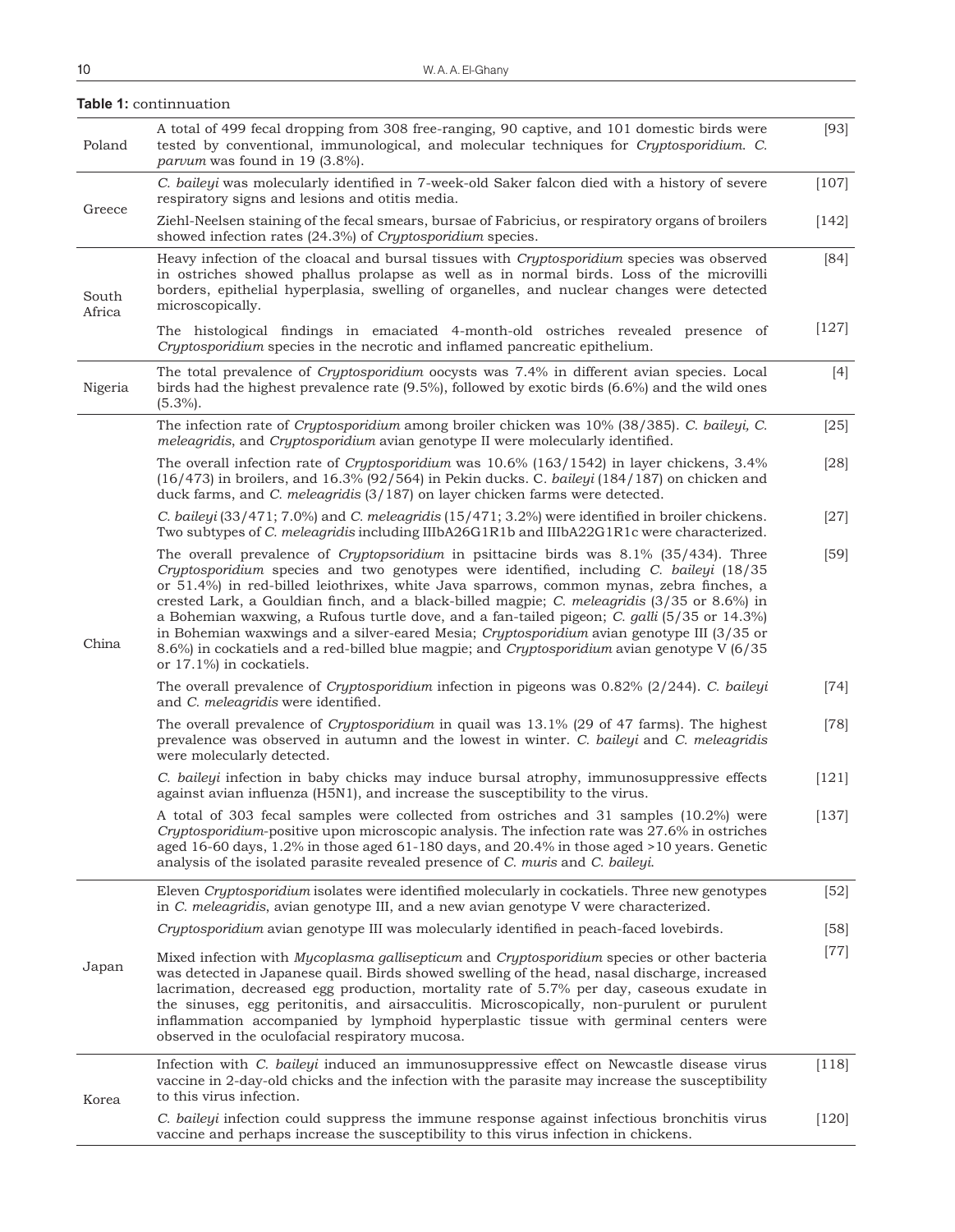**Table 1:** continnuation

| | | |
|---|---|---|
| Poland | A total of 499 fecal dropping from 308 free-ranging, 90 captive, and 101 domestic birds were tested by conventional, immunological, and molecular techniques for *Cryptosporidium*. *C. parvum* was found in 19 (3.8%). | [93] |
| Greece | *C. baileyi* was molecularly identified in 7-week-old Saker falcon died with a history of severe respiratory signs and lesions and otitis media. | [107] |
| | Ziehl-Neelsen staining of the fecal smears, bursae of Fabricius, or respiratory organs of broilers showed infection rates (24.3%) of *Cryptosporidium* species. | [142] |
| South Africa | Heavy infection of the cloacal and bursal tissues with *Cryptosporidium* species was observed in ostriches showed phallus prolapse as well as in normal birds. Loss of the microvilli borders, epithelial hyperplasia, swelling of organelles, and nuclear changes were detected microscopically. | [84] |
| | The histological findings in emaciated 4-month-old ostriches revealed presence of *Cryptosporidium* species in the necrotic and inflamed pancreatic epithelium. | [127] |
| Nigeria | The total prevalence of *Cryptosporidium* oocysts was 7.4% in different avian species. Local birds had the highest prevalence rate (9.5%), followed by exotic birds (6.6%) and the wild ones (5.3%). | [4] |
| China | The infection rate of *Cryptosporidium* among broiler chicken was 10% (38/385). *C. baileyi, C. meleagridis*, and *Cryptosporidium* avian genotype II were molecularly identified. | [25] |
| | The overall infection rate of *Cryptosporidium* was 10.6% (163/1542) in layer chickens, 3.4% (16/473) in broilers, and 16.3% (92/564) in Pekin ducks. C. *baileyi* (184/187) on chicken and duck farms, and *C. meleagridis* (3/187) on layer chicken farms were detected. | [28] |
| | *C. baileyi* (33/471; 7.0%) and *C. meleagridis* (15/471; 3.2%) were identified in broiler chickens. Two subtypes of *C. meleagridis* including IIIbA26G1R1b and IIIbA22G1R1c were characterized. | [27] |
| | The overall prevalence of *Cryptopsoridium* in psittacine birds was 8.1% (35/434). Three *Cryptosporidium* species and two genotypes were identified, including *C. baileyi* (18/35 or 51.4%) in red-billed leiothrixes, white Java sparrows, common mynas, zebra finches, a crested Lark, a Gouldian finch, and a black-billed magpie; *C. meleagridis* (3/35 or 8.6%) in a Bohemian waxwing, a Rufous turtle dove, and a fan-tailed pigeon; *C. galli* (5/35 or 14.3%) in Bohemian waxwings and a silver-eared Mesia; *Cryptosporidium* avian genotype III (3/35 or 8.6%) in cockatiels and a red-billed blue magpie; and *Cryptosporidium* avian genotype V (6/35 or 17.1%) in cockatiels. | [59] |
| | The overall prevalence of *Cryptosporidium* infection in pigeons was 0.82% (2/244). *C. baileyi* and *C. meleagridis* were identified. | [74] |
| | The overall prevalence of *Cryptosporidium* in quail was 13.1% (29 of 47 farms). The highest prevalence was observed in autumn and the lowest in winter. *C. baileyi* and *C. meleagridis* were molecularly detected. | [78] |
| | *C. baileyi* infection in baby chicks may induce bursal atrophy, immunosuppressive effects against avian influenza (H5N1), and increase the susceptibility to the virus. | [121] |
| | A total of 303 fecal samples were collected from ostriches and 31 samples (10.2%) were *Cryptosporidium*-positive upon microscopic analysis. The infection rate was 27.6% in ostriches aged 16-60 days, 1.2% in those aged 61-180 days, and 20.4% in those aged >10 years. Genetic analysis of the isolated parasite revealed presence of *C. muris* and *C. baileyi*. | [137] |
| Japan | Eleven *Cryptosporidium* isolates were identified molecularly in cockatiels. Three new genotypes in *C. meleagridis*, avian genotype III, and a new avian genotype V were characterized. | [52] |
| | *Cryptosporidium* avian genotype III was molecularly identified in peach-faced lovebirds. | [58] |
| | Mixed infection with *Mycoplasma gallisepticum* and *Cryptosporidium* species or other bacteria was detected in Japanese quail. Birds showed swelling of the head, nasal discharge, increased lacrimation, decreased egg production, mortality rate of 5.7% per day, caseous exudate in the sinuses, egg peritonitis, and airsacculitis. Microscopically, non-purulent or purulent inflammation accompanied by lymphoid hyperplastic tissue with germinal centers were observed in the oculofacial respiratory mucosa. | [77] |
| Korea | Infection with *C. baileyi* induced an immunosuppressive effect on Newcastle disease virus vaccine in 2-day-old chicks and the infection with the parasite may increase the susceptibility to this virus infection. | [118] |
| | *C. baileyi* infection could suppress the immune response against infectious bronchitis virus vaccine and perhaps increase the susceptibility to this virus infection in chickens. | [120] |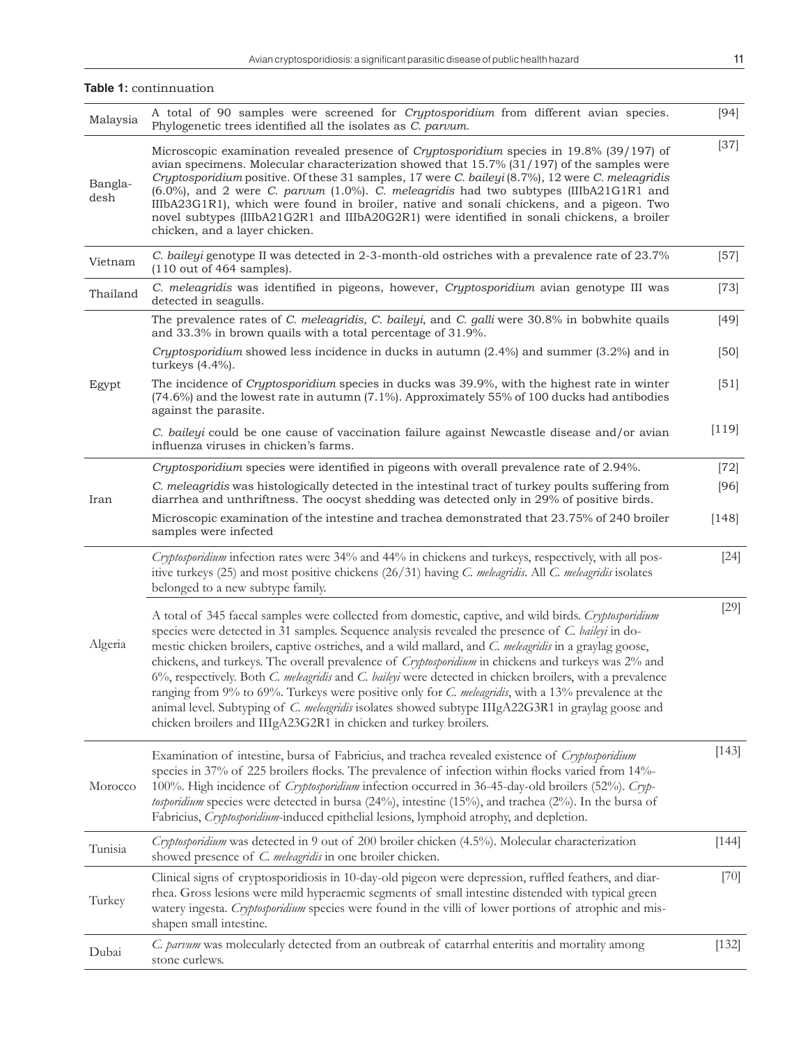**Table 1:** continnuation

| | | |
|---|---|---|
| Malaysia | A total of 90 samples were screened for *Cryptosporidium* from different avian species. Phylogenetic trees identified all the isolates as *C. parvum*. | [94] |
| Bangla-desh | Microscopic examination revealed presence of *Cryptosporidium* species in 19.8% (39/197) of avian specimens. Molecular characterization showed that 15.7% (31/197) of the samples were *Cryptosporidium* positive. Of these 31 samples, 17 were *C. baileyi* (8.7%), 12 were *C. meleagridis* (6.0%), and 2 were *C. parvum* (1.0%). *C. meleagridis* had two subtypes (IIIbA21G1R1 and IIIbA23G1R1), which were found in broiler, native and sonali chickens, and a pigeon. Two novel subtypes (IIIbA21G2R1 and IIIbA20G2R1) were identified in sonali chickens, a broiler chicken, and a layer chicken. | [37] |
| Vietnam | *C. baileyi* genotype II was detected in 2-3-month-old ostriches with a prevalence rate of 23.7% (110 out of 464 samples). | [57] |
| Thailand | *C. meleagridis* was identified in pigeons, however, *Cryptosporidium* avian genotype III was detected in seagulls. | [73] |
| Egypt | The prevalence rates of *C. meleagridis, C. baileyi*, and *C. galli* were 30.8% in bobwhite quails and 33.3% in brown quails with a total percentage of 31.9%. | [49] |
| | *Cryptosporidium* showed less incidence in ducks in autumn (2.4%) and summer (3.2%) and in turkeys (4.4%). | [50] |
| | The incidence of *Cryptosporidium* species in ducks was 39.9%, with the highest rate in winter (74.6%) and the lowest rate in autumn (7.1%). Approximately 55% of 100 ducks had antibodies against the parasite. | [51] |
| | *C. baileyi* could be one cause of vaccination failure against Newcastle disease and/or avian influenza viruses in chicken's farms. | [119] |
| Iran | *Cryptosporidium* species were identified in pigeons with overall prevalence rate of 2.94%. | [72] |
| | *C. meleagridis* was histologically detected in the intestinal tract of turkey poults suffering from diarrhea and unthriftness. The oocyst shedding was detected only in 29% of positive birds. | [96] |
| | Microscopic examination of the intestine and trachea demonstrated that 23.75% of 240 broiler samples were infected | [148] |
| Algeria | *Cryptosporidium* infection rates were 34% and 44% in chickens and turkeys, respectively, with all positive turkeys (25) and most positive chickens (26/31) having *C. meleagridis*. All *C. meleagridis* isolates belonged to a new subtype family. | [24] |
| | A total of 345 faecal samples were collected from domestic, captive, and wild birds. *Cryptosporidium* species were detected in 31 samples. Sequence analysis revealed the presence of *C. baileyi* in domestic chicken broilers, captive ostriches, and a wild mallard, and *C. meleagridis* in a graylag goose, chickens, and turkeys. The overall prevalence of *Cryptosporidium* in chickens and turkeys was 2% and 6%, respectively. Both *C. meleagridis* and *C. baileyi* were detected in chicken broilers, with a prevalence ranging from 9% to 69%. Turkeys were positive only for *C. meleagridis*, with a 13% prevalence at the animal level. Subtyping of *C. meleagridis* isolates showed subtype IIIgA22G3R1 in graylag goose and chicken broilers and IIIgA23G2R1 in chicken and turkey broilers. | [29] |
| Morocco | Examination of intestine, bursa of Fabricius, and trachea revealed existence of *Cryptosporidium* species in 37% of 225 broilers flocks. The prevalence of infection within flocks varied from 14%-100%. High incidence of *Cryptosporidium* infection occurred in 36-45-day-old broilers (52%). *Cryptosporidium* species were detected in bursa (24%), intestine (15%), and trachea (2%). In the bursa of Fabricius, *Cryptosporidium*-induced epithelial lesions, lymphoid atrophy, and depletion. | [143] |
| Tunisia | *Cryptosporidium* was detected in 9 out of 200 broiler chicken (4.5%). Molecular characterization showed presence of *C. meleagridis* in one broiler chicken. | [144] |
| Turkey | Clinical signs of cryptosporidiosis in 10-day-old pigeon were depression, ruffled feathers, and diarrhea. Gross lesions were mild hyperaemic segments of small intestine distended with typical green watery ingesta. *Cryptosporidium* species were found in the villi of lower portions of atrophic and misshapen small intestine. | [70] |
| Dubai | *C. parvum* was molecularly detected from an outbreak of catarrhal enteritis and mortality among stone curlews. | [132] |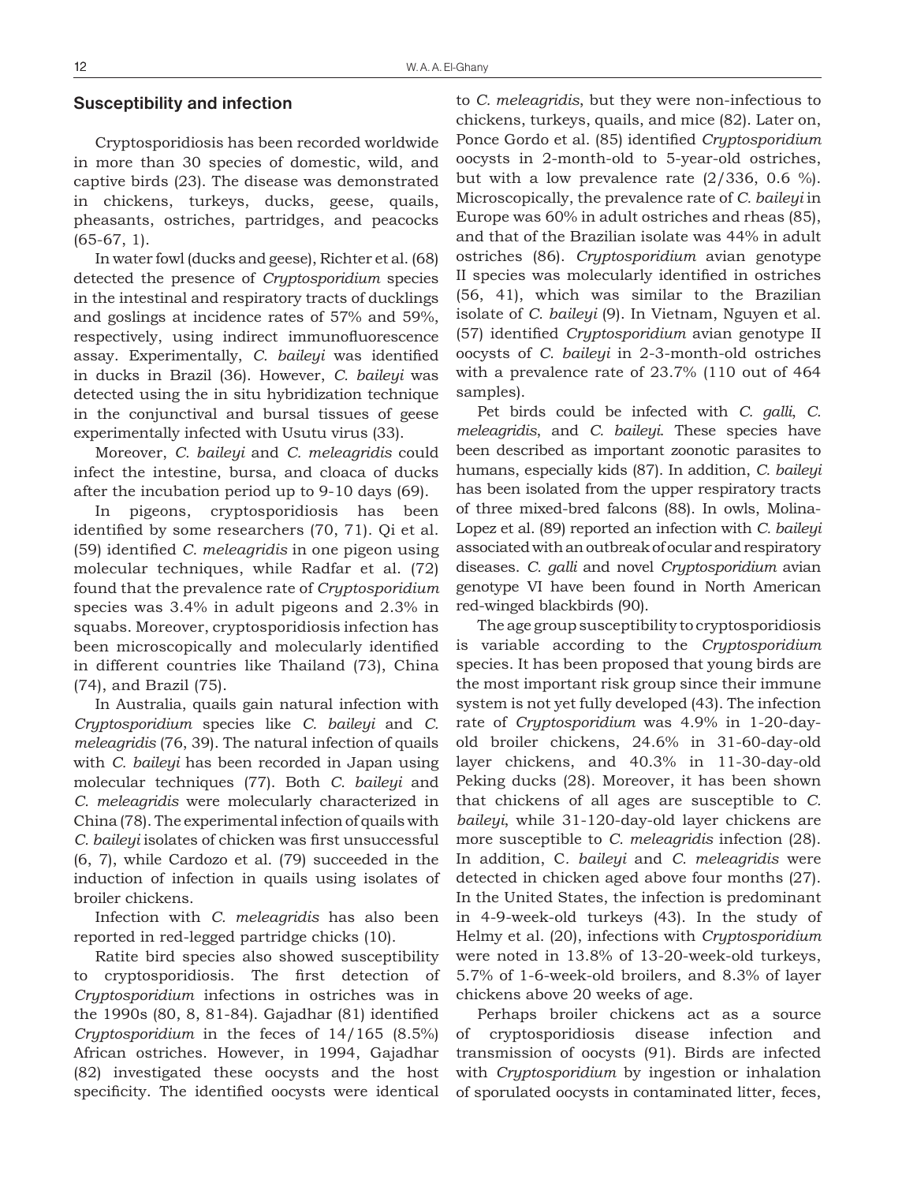## Susceptibility and infection

Cryptosporidiosis has been recorded worldwide in more than 30 species of domestic, wild, and captive birds (23). The disease was demonstrated in chickens, turkeys, ducks, geese, quails, pheasants, ostriches, partridges, and peacocks (65-67, 1).

In water fowl (ducks and geese), Richter et al. (68) detected the presence of *Cryptosporidium* species in the intestinal and respiratory tracts of ducklings and goslings at incidence rates of 57% and 59%, respectively, using indirect immunofluorescence assay. Experimentally, *C. baileyi* was identified in ducks in Brazil (36). However, *C. baileyi* was detected using the in situ hybridization technique in the conjunctival and bursal tissues of geese experimentally infected with Usutu virus (33).

Moreover, *C. baileyi* and *C. meleagridis* could infect the intestine, bursa, and cloaca of ducks after the incubation period up to 9-10 days (69).

In pigeons, cryptosporidiosis has been identified by some researchers (70, 71). Qi et al. (59) identified *C. meleagridis* in one pigeon using molecular techniques, while Radfar et al. (72) found that the prevalence rate of *Cryptosporidium* species was 3.4% in adult pigeons and 2.3% in squabs. Moreover, cryptosporidiosis infection has been microscopically and molecularly identified in different countries like Thailand (73), China (74), and Brazil (75).

In Australia, quails gain natural infection with *Cryptosporidium* species like *C. baileyi* and *C. meleagridis* (76, 39). The natural infection of quails with *C. baileyi* has been recorded in Japan using molecular techniques (77). Both *C. baileyi* and *C. meleagridis* were molecularly characterized in China (78). The experimental infection of quails with *C. baileyi* isolates of chicken was first unsuccessful (6, 7), while Cardozo et al. (79) succeeded in the induction of infection in quails using isolates of broiler chickens.

Infection with *C. meleagridis* has also been reported in red-legged partridge chicks (10).

Ratite bird species also showed susceptibility to cryptosporidiosis. The first detection of *Cryptosporidium* infections in ostriches was in the 1990s (80, 8, 81-84). Gajadhar (81) identified *Cryptosporidium* in the feces of 14/165 (8.5%) African ostriches. However, in 1994, Gajadhar (82) investigated these oocysts and the host specificity. The identified oocysts were identical to *C. meleagridis*, but they were non-infectious to chickens, turkeys, quails, and mice (82). Later on, Ponce Gordo et al. (85) identified *Cryptosporidium* oocysts in 2-month-old to 5-year-old ostriches, but with a low prevalence rate (2/336, 0.6 %). Microscopically, the prevalence rate of *C. baileyi* in Europe was 60% in adult ostriches and rheas (85), and that of the Brazilian isolate was 44% in adult ostriches (86). *Cryptosporidium* avian genotype II species was molecularly identified in ostriches (56, 41), which was similar to the Brazilian isolate of *C. baileyi* (9). In Vietnam, Nguyen et al. (57) identified *Cryptosporidium* avian genotype II oocysts of *C. baileyi* in 2-3-month-old ostriches with a prevalence rate of 23.7% (110 out of 464 samples).

Pet birds could be infected with *C. galli*, *C. meleagridis*, and *C. baileyi*. These species have been described as important zoonotic parasites to humans, especially kids (87). In addition, *C. baileyi* has been isolated from the upper respiratory tracts of three mixed-bred falcons (88). In owls, Molina-Lopez et al. (89) reported an infection with *C. baileyi* associated with an outbreak of ocular and respiratory diseases. *C. galli* and novel *Cryptosporidium* avian genotype VI have been found in North American red-winged blackbirds (90).

The age group susceptibility to cryptosporidiosis is variable according to the *Cryptosporidium* species. It has been proposed that young birds are the most important risk group since their immune system is not yet fully developed (43). The infection rate of *Cryptosporidium* was 4.9% in 1-20-day-old broiler chickens, 24.6% in 31-60-day-old layer chickens, and 40.3% in 11-30-day-old Peking ducks (28). Moreover, it has been shown that chickens of all ages are susceptible to *C. baileyi*, while 31-120-day-old layer chickens are more susceptible to *C. meleagridis* infection (28). In addition, C. *baileyi* and *C. meleagridis* were detected in chicken aged above four months (27). In the United States, the infection is predominant in 4-9-week-old turkeys (43). In the study of Helmy et al. (20), infections with *Cryptosporidium* were noted in 13.8% of 13-20-week-old turkeys, 5.7% of 1-6-week-old broilers, and 8.3% of layer chickens above 20 weeks of age.

Perhaps broiler chickens act as a source of cryptosporidiosis disease infection and transmission of oocysts (91). Birds are infected with *Cryptosporidium* by ingestion or inhalation of sporulated oocysts in contaminated litter, feces,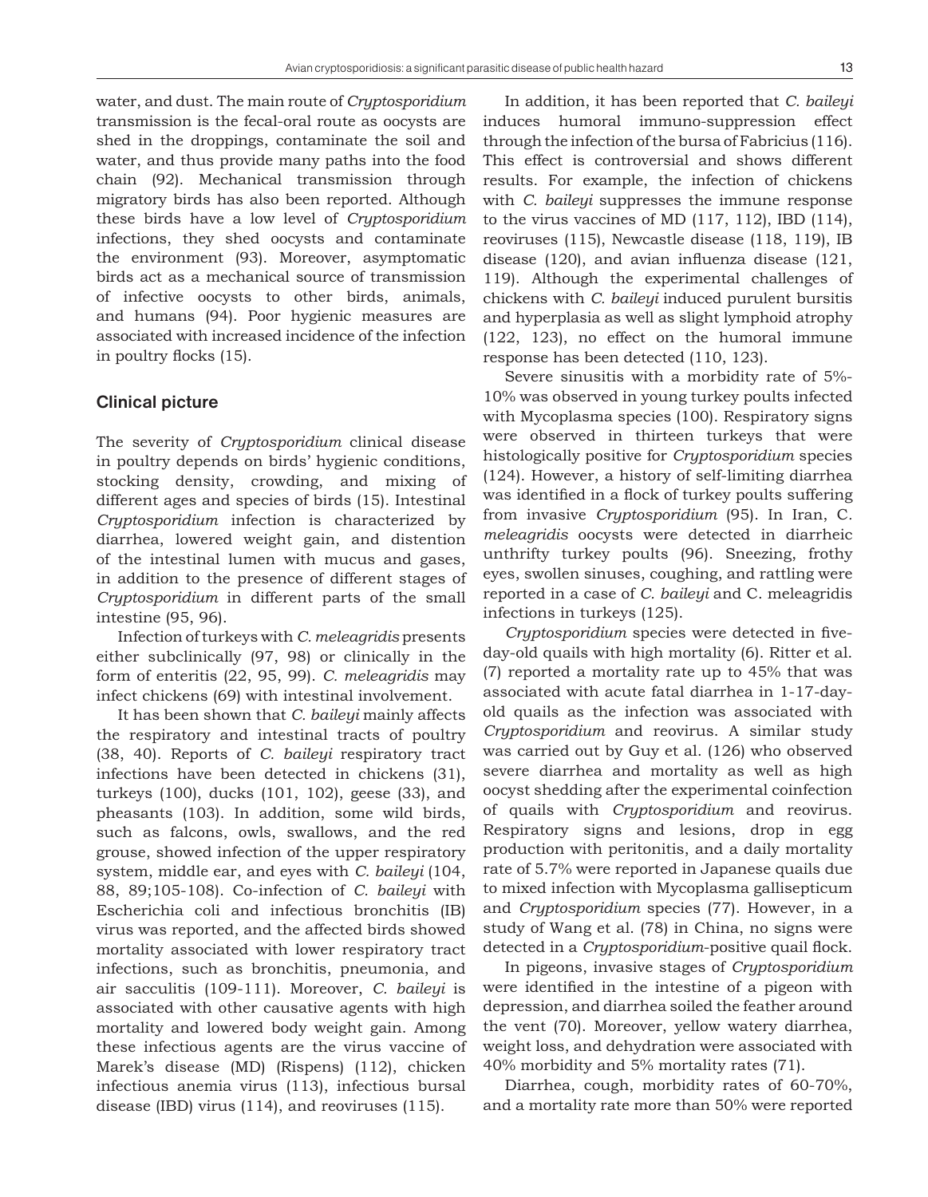water, and dust. The main route of *Cryptosporidium* transmission is the fecal-oral route as oocysts are shed in the droppings, contaminate the soil and water, and thus provide many paths into the food chain (92). Mechanical transmission through migratory birds has also been reported. Although these birds have a low level of *Cryptosporidium* infections, they shed oocysts and contaminate the environment (93). Moreover, asymptomatic birds act as a mechanical source of transmission of infective oocysts to other birds, animals, and humans (94). Poor hygienic measures are associated with increased incidence of the infection in poultry flocks (15).

### Clinical picture

The severity of *Cryptosporidium* clinical disease in poultry depends on birds' hygienic conditions, stocking density, crowding, and mixing of different ages and species of birds (15). Intestinal *Cryptosporidium* infection is characterized by diarrhea, lowered weight gain, and distention of the intestinal lumen with mucus and gases, in addition to the presence of different stages of *Cryptosporidium* in different parts of the small intestine (95, 96).

Infection of turkeys with *C. meleagridis* presents either subclinically (97, 98) or clinically in the form of enteritis (22, 95, 99). *C. meleagridis* may infect chickens (69) with intestinal involvement.

It has been shown that *C. baileyi* mainly affects the respiratory and intestinal tracts of poultry (38, 40). Reports of *C. baileyi* respiratory tract infections have been detected in chickens (31), turkeys (100), ducks (101, 102), geese (33), and pheasants (103). In addition, some wild birds, such as falcons, owls, swallows, and the red grouse, showed infection of the upper respiratory system, middle ear, and eyes with *C. baileyi* (104, 88, 89;105-108). Co-infection of *C. baileyi* with Escherichia coli and infectious bronchitis (IB) virus was reported, and the affected birds showed mortality associated with lower respiratory tract infections, such as bronchitis, pneumonia, and air sacculitis (109-111). Moreover, *C. baileyi* is associated with other causative agents with high mortality and lowered body weight gain. Among these infectious agents are the virus vaccine of Marek's disease (MD) (Rispens) (112), chicken infectious anemia virus (113), infectious bursal disease (IBD) virus (114), and reoviruses (115).

In addition, it has been reported that *C. baileyi* induces humoral immuno-suppression effect through the infection of the bursa of Fabricius (116). This effect is controversial and shows different results. For example, the infection of chickens with *C. baileyi* suppresses the immune response to the virus vaccines of MD (117, 112), IBD (114), reoviruses (115), Newcastle disease (118, 119), IB disease (120), and avian influenza disease (121, 119). Although the experimental challenges of chickens with *C. baileyi* induced purulent bursitis and hyperplasia as well as slight lymphoid atrophy (122, 123), no effect on the humoral immune response has been detected (110, 123).

Severe sinusitis with a morbidity rate of 5%-10% was observed in young turkey poults infected with Mycoplasma species (100). Respiratory signs were observed in thirteen turkeys that were histologically positive for *Cryptosporidium* species (124). However, a history of self-limiting diarrhea was identified in a flock of turkey poults suffering from invasive *Cryptosporidium* (95). In Iran, C. *meleagridis* oocysts were detected in diarrheic unthrifty turkey poults (96). Sneezing, frothy eyes, swollen sinuses, coughing, and rattling were reported in a case of *C. baileyi* and C. meleagridis infections in turkeys (125).

*Cryptosporidium* species were detected in five-day-old quails with high mortality (6). Ritter et al. (7) reported a mortality rate up to 45% that was associated with acute fatal diarrhea in 1-17-day-old quails as the infection was associated with *Cryptosporidium* and reovirus. A similar study was carried out by Guy et al. (126) who observed severe diarrhea and mortality as well as high oocyst shedding after the experimental coinfection of quails with *Cryptosporidium* and reovirus. Respiratory signs and lesions, drop in egg production with peritonitis, and a daily mortality rate of 5.7% were reported in Japanese quails due to mixed infection with Mycoplasma gallisepticum and *Cryptosporidium* species (77). However, in a study of Wang et al. (78) in China, no signs were detected in a *Cryptosporidium*-positive quail flock.

In pigeons, invasive stages of *Cryptosporidium* were identified in the intestine of a pigeon with depression, and diarrhea soiled the feather around the vent (70). Moreover, yellow watery diarrhea, weight loss, and dehydration were associated with 40% morbidity and 5% mortality rates (71).

Diarrhea, cough, morbidity rates of 60-70%, and a mortality rate more than 50% were reported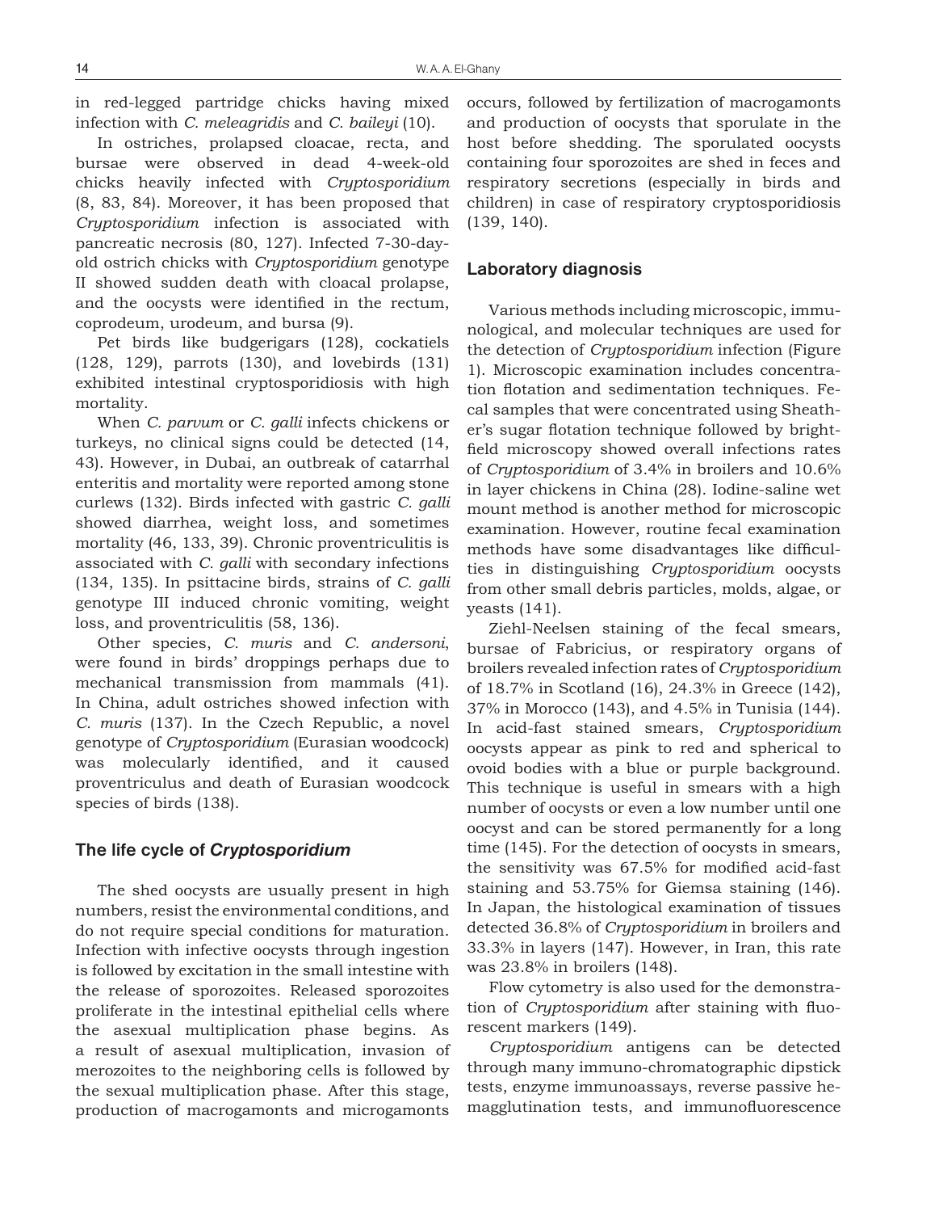in red-legged partridge chicks having mixed infection with *C. meleagridis* and *C. baileyi* (10).

In ostriches, prolapsed cloacae, recta, and bursae were observed in dead 4-week-old chicks heavily infected with *Cryptosporidium* (8, 83, 84). Moreover, it has been proposed that *Cryptosporidium* infection is associated with pancreatic necrosis (80, 127). Infected 7-30-day-old ostrich chicks with *Cryptosporidium* genotype II showed sudden death with cloacal prolapse, and the oocysts were identified in the rectum, coprodeum, urodeum, and bursa (9).

Pet birds like budgerigars (128), cockatiels (128, 129), parrots (130), and lovebirds (131) exhibited intestinal cryptosporidiosis with high mortality.

When *C. parvum* or *C. galli* infects chickens or turkeys, no clinical signs could be detected (14, 43). However, in Dubai, an outbreak of catarrhal enteritis and mortality were reported among stone curlews (132). Birds infected with gastric *C. galli* showed diarrhea, weight loss, and sometimes mortality (46, 133, 39). Chronic proventriculitis is associated with *C. galli* with secondary infections (134, 135). In psittacine birds, strains of *C. galli* genotype III induced chronic vomiting, weight loss, and proventriculitis (58, 136).

Other species, *C. muris* and *C. andersoni*, were found in birds' droppings perhaps due to mechanical transmission from mammals (41). In China, adult ostriches showed infection with *C. muris* (137). In the Czech Republic, a novel genotype of *Cryptosporidium* (Eurasian woodcock) was molecularly identified, and it caused proventriculus and death of Eurasian woodcock species of birds (138).

## The life cycle of *Cryptosporidium*

The shed oocysts are usually present in high numbers, resist the environmental conditions, and do not require special conditions for maturation. Infection with infective oocysts through ingestion is followed by excitation in the small intestine with the release of sporozoites. Released sporozoites proliferate in the intestinal epithelial cells where the asexual multiplication phase begins. As a result of asexual multiplication, invasion of merozoites to the neighboring cells is followed by the sexual multiplication phase. After this stage, production of macrogamonts and microgamonts occurs, followed by fertilization of macrogamonts and production of oocysts that sporulate in the host before shedding. The sporulated oocysts containing four sporozoites are shed in feces and respiratory secretions (especially in birds and children) in case of respiratory cryptosporidiosis (139, 140).

## Laboratory diagnosis

Various methods including microscopic, immunological, and molecular techniques are used for the detection of *Cryptosporidium* infection (Figure 1). Microscopic examination includes concentration flotation and sedimentation techniques. Fecal samples that were concentrated using Sheather's sugar flotation technique followed by bright-field microscopy showed overall infections rates of *Cryptosporidium* of 3.4% in broilers and 10.6% in layer chickens in China (28). Iodine-saline wet mount method is another method for microscopic examination. However, routine fecal examination methods have some disadvantages like difficulties in distinguishing *Cryptosporidium* oocysts from other small debris particles, molds, algae, or yeasts (141).

Ziehl-Neelsen staining of the fecal smears, bursae of Fabricius, or respiratory organs of broilers revealed infection rates of *Cryptosporidium* of 18.7% in Scotland (16), 24.3% in Greece (142), 37% in Morocco (143), and 4.5% in Tunisia (144). In acid-fast stained smears, *Cryptosporidium* oocysts appear as pink to red and spherical to ovoid bodies with a blue or purple background. This technique is useful in smears with a high number of oocysts or even a low number until one oocyst and can be stored permanently for a long time (145). For the detection of oocysts in smears, the sensitivity was 67.5% for modified acid-fast staining and 53.75% for Giemsa staining (146). In Japan, the histological examination of tissues detected 36.8% of *Cryptosporidium* in broilers and 33.3% in layers (147). However, in Iran, this rate was 23.8% in broilers (148).

Flow cytometry is also used for the demonstration of *Cryptosporidium* after staining with fluorescent markers (149).

*Cryptosporidium* antigens can be detected through many immuno-chromatographic dipstick tests, enzyme immunoassays, reverse passive hemagglutination tests, and immunofluorescence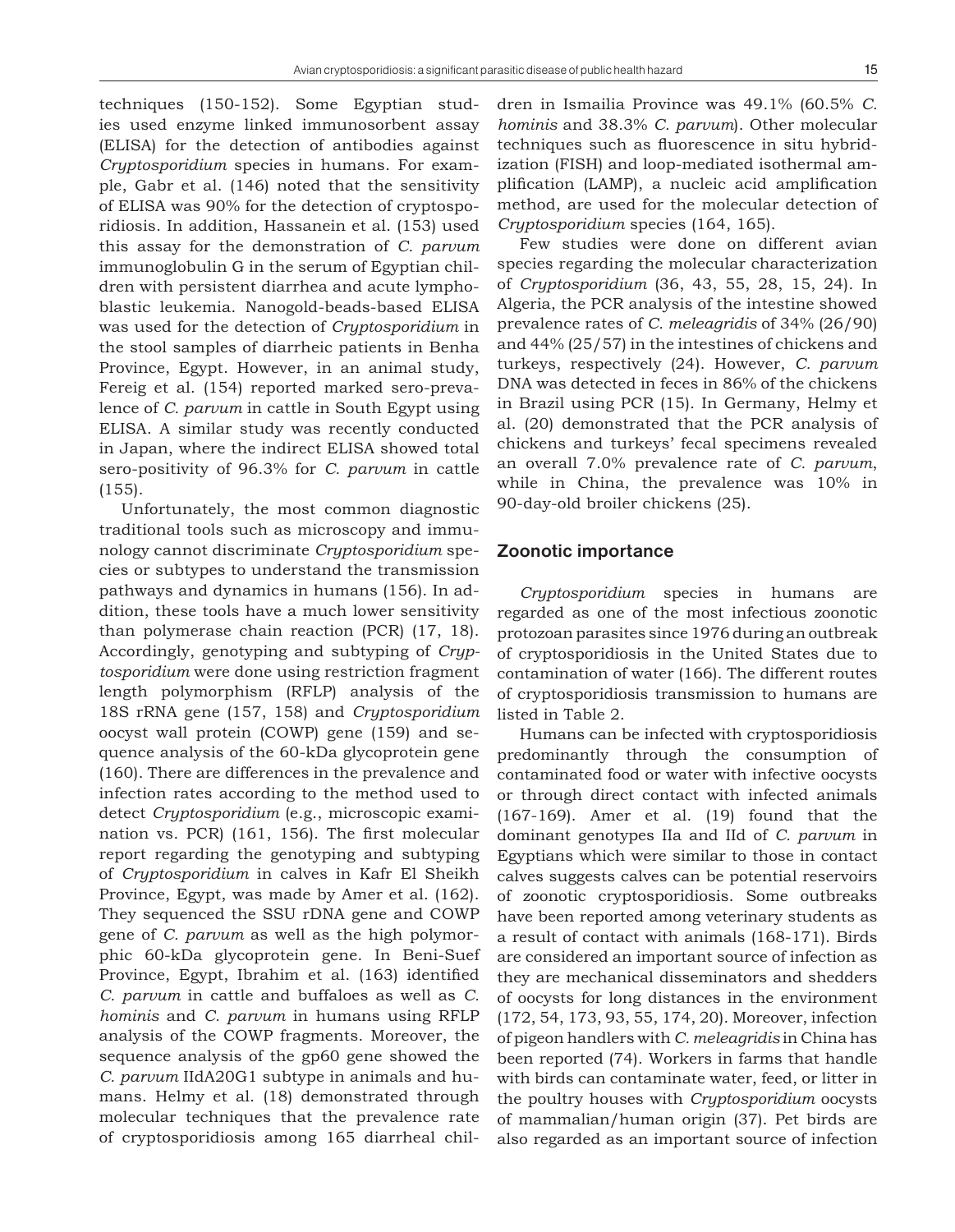techniques (150-152). Some Egyptian studies used enzyme linked immunosorbent assay (ELISA) for the detection of antibodies against *Cryptosporidium* species in humans. For example, Gabr et al. (146) noted that the sensitivity of ELISA was 90% for the detection of cryptosporidiosis. In addition, Hassanein et al. (153) used this assay for the demonstration of *C. parvum* immunoglobulin G in the serum of Egyptian children with persistent diarrhea and acute lymphoblastic leukemia. Nanogold-beads-based ELISA was used for the detection of *Cryptosporidium* in the stool samples of diarrheic patients in Benha Province, Egypt. However, in an animal study, Fereig et al. (154) reported marked sero-prevalence of *C. parvum* in cattle in South Egypt using ELISA. A similar study was recently conducted in Japan, where the indirect ELISA showed total sero-positivity of 96.3% for *C. parvum* in cattle (155).

Unfortunately, the most common diagnostic traditional tools such as microscopy and immunology cannot discriminate *Cryptosporidium* species or subtypes to understand the transmission pathways and dynamics in humans (156). In addition, these tools have a much lower sensitivity than polymerase chain reaction (PCR) (17, 18). Accordingly, genotyping and subtyping of *Cryptosporidium* were done using restriction fragment length polymorphism (RFLP) analysis of the 18S rRNA gene (157, 158) and *Cryptosporidium* oocyst wall protein (COWP) gene (159) and sequence analysis of the 60-kDa glycoprotein gene (160). There are differences in the prevalence and infection rates according to the method used to detect *Cryptosporidium* (e.g., microscopic examination vs. PCR) (161, 156). The first molecular report regarding the genotyping and subtyping of *Cryptosporidium* in calves in Kafr El Sheikh Province, Egypt, was made by Amer et al. (162). They sequenced the SSU rDNA gene and COWP gene of *C. parvum* as well as the high polymorphic 60-kDa glycoprotein gene. In Beni-Suef Province, Egypt, Ibrahim et al. (163) identified *C. parvum* in cattle and buffaloes as well as *C. hominis* and *C. parvum* in humans using RFLP analysis of the COWP fragments. Moreover, the sequence analysis of the gp60 gene showed the *C. parvum* IIdA20G1 subtype in animals and humans. Helmy et al. (18) demonstrated through molecular techniques that the prevalence rate of cryptosporidiosis among 165 diarrheal children in Ismailia Province was 49.1% (60.5% *C. hominis* and 38.3% *C. parvum*). Other molecular techniques such as fluorescence in situ hybridization (FISH) and loop-mediated isothermal amplification (LAMP), a nucleic acid amplification method, are used for the molecular detection of *Cryptosporidium* species (164, 165).

Few studies were done on different avian species regarding the molecular characterization of *Cryptosporidium* (36, 43, 55, 28, 15, 24). In Algeria, the PCR analysis of the intestine showed prevalence rates of *C. meleagridis* of 34% (26/90) and 44% (25/57) in the intestines of chickens and turkeys, respectively (24). However, *C. parvum* DNA was detected in feces in 86% of the chickens in Brazil using PCR (15). In Germany, Helmy et al. (20) demonstrated that the PCR analysis of chickens and turkeys' fecal specimens revealed an overall 7.0% prevalence rate of *C. parvum*, while in China, the prevalence was 10% in 90-day-old broiler chickens (25).

## Zoonotic importance

*Cryptosporidium* species in humans are regarded as one of the most infectious zoonotic protozoan parasites since 1976 during an outbreak of cryptosporidiosis in the United States due to contamination of water (166). The different routes of cryptosporidiosis transmission to humans are listed in Table 2.

Humans can be infected with cryptosporidiosis predominantly through the consumption of contaminated food or water with infective oocysts or through direct contact with infected animals (167-169). Amer et al. (19) found that the dominant genotypes IIa and IId of *C. parvum* in Egyptians which were similar to those in contact calves suggests calves can be potential reservoirs of zoonotic cryptosporidiosis. Some outbreaks have been reported among veterinary students as a result of contact with animals (168-171). Birds are considered an important source of infection as they are mechanical disseminators and shedders of oocysts for long distances in the environment (172, 54, 173, 93, 55, 174, 20). Moreover, infection of pigeon handlers with *C. meleagridis* in China has been reported (74). Workers in farms that handle with birds can contaminate water, feed, or litter in the poultry houses with *Cryptosporidium* oocysts of mammalian/human origin (37). Pet birds are also regarded as an important source of infection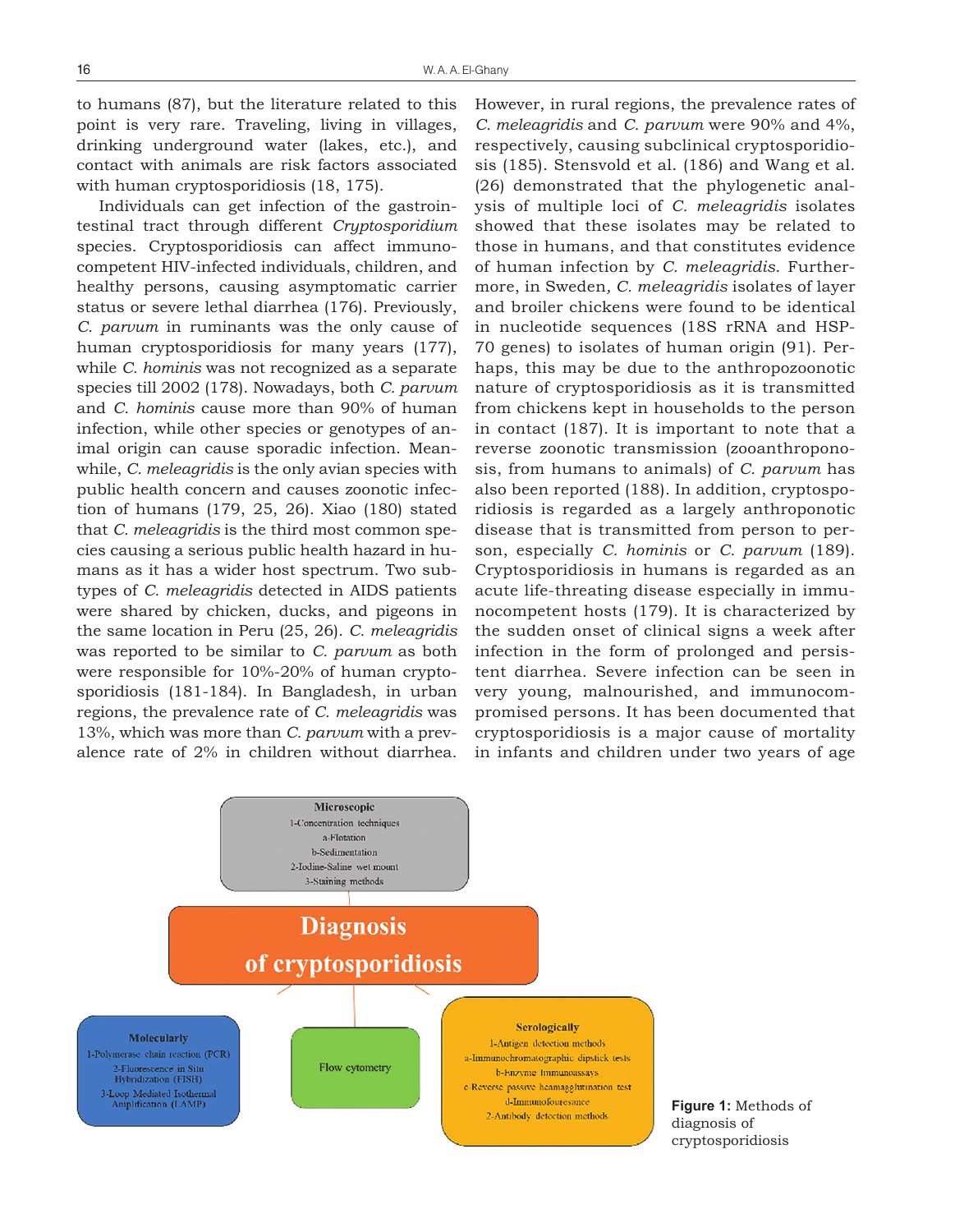to humans (87), but the literature related to this point is very rare. Traveling, living in villages, drinking underground water (lakes, etc.), and contact with animals are risk factors associated with human cryptosporidiosis (18, 175).

Individuals can get infection of the gastrointestinal tract through different *Cryptosporidium* species. Cryptosporidiosis can affect immunocompetent HIV-infected individuals, children, and healthy persons, causing asymptomatic carrier status or severe lethal diarrhea (176). Previously, *C. parvum* in ruminants was the only cause of human cryptosporidiosis for many years (177), while *C. hominis* was not recognized as a separate species till 2002 (178). Nowadays, both *C. parvum* and *C. hominis* cause more than 90% of human infection, while other species or genotypes of animal origin can cause sporadic infection. Meanwhile, *C. meleagridis* is the only avian species with public health concern and causes zoonotic infection of humans (179, 25, 26). Xiao (180) stated that *C. meleagridis* is the third most common species causing a serious public health hazard in humans as it has a wider host spectrum. Two subtypes of *C. meleagridis* detected in AIDS patients were shared by chicken, ducks, and pigeons in the same location in Peru (25, 26). *C. meleagridis* was reported to be similar to *C. parvum* as both were responsible for 10%-20% of human cryptosporidiosis (181-184). In Bangladesh, in urban regions, the prevalence rate of *C. meleagridis* was 13%, which was more than *C. parvum* with a prevalence rate of 2% in children without diarrhea. However, in rural regions, the prevalence rates of *C. meleagridis* and *C. parvum* were 90% and 4%, respectively, causing subclinical cryptosporidiosis (185). Stensvold et al. (186) and Wang et al. (26) demonstrated that the phylogenetic analysis of multiple loci of *C. meleagridis* isolates showed that these isolates may be related to those in humans, and that constitutes evidence of human infection by *C. meleagridis*. Furthermore, in Sweden, *C. meleagridis* isolates of layer and broiler chickens were found to be identical in nucleotide sequences (18S rRNA and HSP-70 genes) to isolates of human origin (91). Perhaps, this may be due to the anthropozoonotic nature of cryptosporidiosis as it is transmitted from chickens kept in households to the person in contact (187). It is important to note that a reverse zoonotic transmission (zooanthroponosis, from humans to animals) of *C. parvum* has also been reported (188). In addition, cryptosporidiosis is regarded as a largely anthroponotic disease that is transmitted from person to person, especially *C. hominis* or *C. parvum* (189). Cryptosporidiosis in humans is regarded as an acute life-threating disease especially in immunocompetent hosts (179). It is characterized by the sudden onset of clinical signs a week after infection in the form of prolonged and persistent diarrhea. Severe infection can be seen in very young, malnourished, and immunocompromised persons. It has been documented that cryptosporidiosis is a major cause of mortality in infants and children under two years of age

**Diagnosis of cryptosporidiosis**

**Microscopic**
1-Concentration techniques
a-Flotation
b-Sedimentation
2-Iodine-Saline wet mount
3-Staining methods

**Molecularly**
1-Polymerase chain reaction (PCR)
2-Fluorescence in Situ Hybridization (FISH)
3-Loop Mediated Isothermal Amplification (LAMP)

**Flow cytometry**

**Serologically**
1-Antigen detection methods
a-Immunochromatographic dipstick tests
b-Enzyme immunoassays
c-Reverse passive heamagglutination test
d-Immunofouresance
2-Antibody detection methods

**Figure 1:** Methods of diagnosis of cryptosporidiosis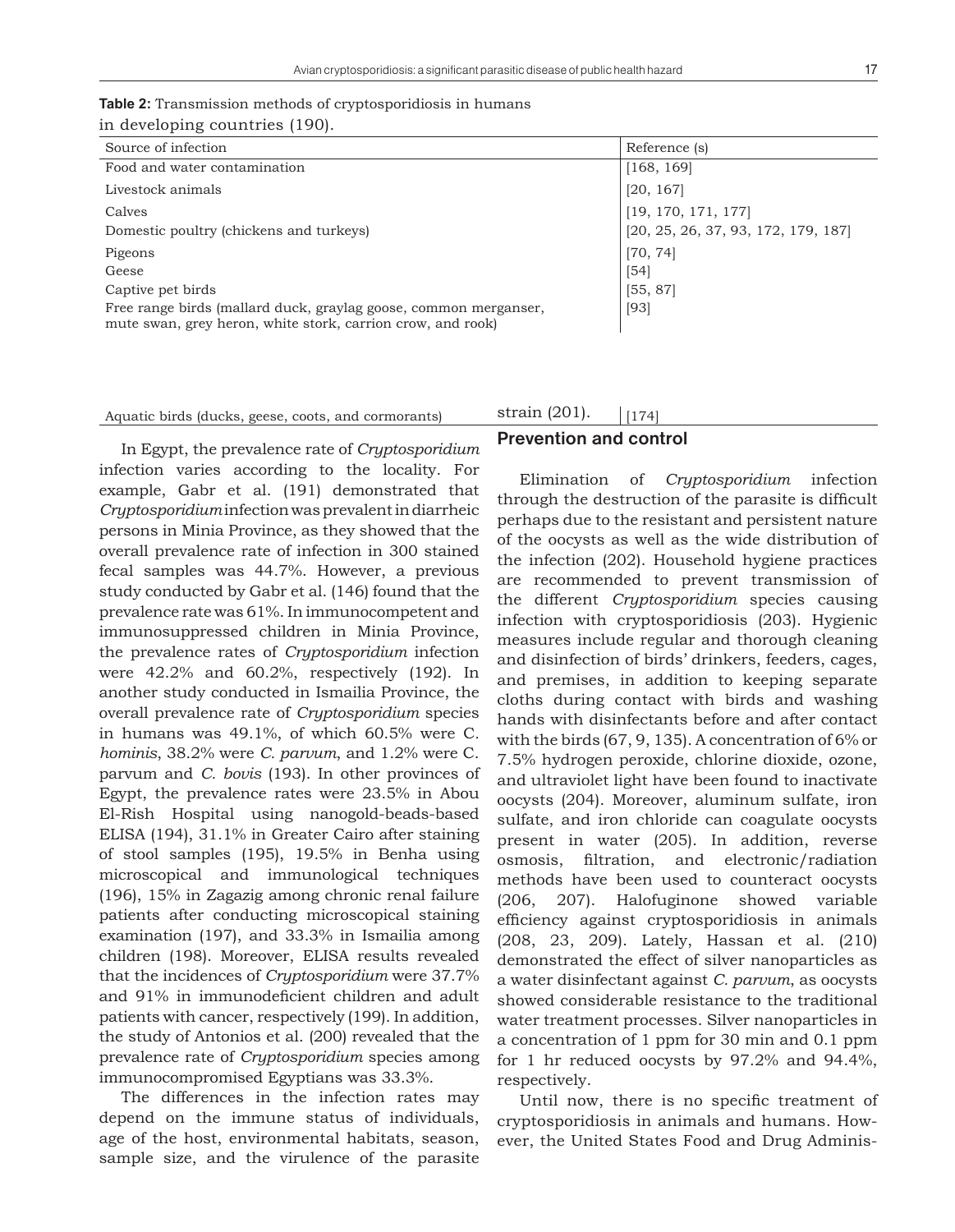**Table 2:** Transmission methods of cryptosporidiosis in humans in developing countries (190).

| Source of infection | Reference (s) |
|---|---|
| Food and water contamination | [168, 169] |
| Livestock animals | [20, 167] |
| Calves | [19, 170, 171, 177] |
| Domestic poultry (chickens and turkeys) | [20, 25, 26, 37, 93, 172, 179, 187] |
| Pigeons | [70, 74] |
| Geese | [54] |
| Captive pet birds | [55, 87] |
| Free range birds (mallard duck, graylag goose, common merganser, mute swan, grey heron, white stork, carrion crow, and rook) | [93] |
| Aquatic birds (ducks, geese, coots, and cormorants) | [174] |

In Egypt, the prevalence rate of *Cryptosporidium* infection varies according to the locality. For example, Gabr et al. (191) demonstrated that *Cryptosporidium* infection was prevalent in diarrheic persons in Minia Province, as they showed that the overall prevalence rate of infection in 300 stained fecal samples was 44.7%. However, a previous study conducted by Gabr et al. (146) found that the prevalence rate was 61%. In immunocompetent and immunosuppressed children in Minia Province, the prevalence rates of *Cryptosporidium* infection were 42.2% and 60.2%, respectively (192). In another study conducted in Ismailia Province, the overall prevalence rate of *Cryptosporidium* species in humans was 49.1%, of which 60.5% were C. *hominis*, 38.2% were *C. parvum*, and 1.2% were C. parvum and *C. bovis* (193). In other provinces of Egypt, the prevalence rates were 23.5% in Abou El-Rish Hospital using nanogold-beads-based ELISA (194), 31.1% in Greater Cairo after staining of stool samples (195), 19.5% in Benha using microscopical and immunological techniques (196), 15% in Zagazig among chronic renal failure patients after conducting microscopical staining examination (197), and 33.3% in Ismailia among children (198). Moreover, ELISA results revealed that the incidences of *Cryptosporidium* were 37.7% and 91% in immunodeficient children and adult patients with cancer, respectively (199). In addition, the study of Antonios et al. (200) revealed that the prevalence rate of *Cryptosporidium* species among immunocompromised Egyptians was 33.3%.

The differences in the infection rates may depend on the immune status of individuals, age of the host, environmental habitats, season, sample size, and the virulence of the parasite strain (201).

## Prevention and control

Elimination of *Cryptosporidium* infection through the destruction of the parasite is difficult perhaps due to the resistant and persistent nature of the oocysts as well as the wide distribution of the infection (202). Household hygiene practices are recommended to prevent transmission of the different *Cryptosporidium* species causing infection with cryptosporidiosis (203). Hygienic measures include regular and thorough cleaning and disinfection of birds' drinkers, feeders, cages, and premises, in addition to keeping separate cloths during contact with birds and washing hands with disinfectants before and after contact with the birds (67, 9, 135). A concentration of 6% or 7.5% hydrogen peroxide, chlorine dioxide, ozone, and ultraviolet light have been found to inactivate oocysts (204). Moreover, aluminum sulfate, iron sulfate, and iron chloride can coagulate oocysts present in water (205). In addition, reverse osmosis, filtration, and electronic/radiation methods have been used to counteract oocysts (206, 207). Halofuginone showed variable efficiency against cryptosporidiosis in animals (208, 23, 209). Lately, Hassan et al. (210) demonstrated the effect of silver nanoparticles as a water disinfectant against *C. parvum*, as oocysts showed considerable resistance to the traditional water treatment processes. Silver nanoparticles in a concentration of 1 ppm for 30 min and 0.1 ppm for 1 hr reduced oocysts by 97.2% and 94.4%, respectively.

Until now, there is no specific treatment of cryptosporidiosis in animals and humans. However, the United States Food and Drug Adminis-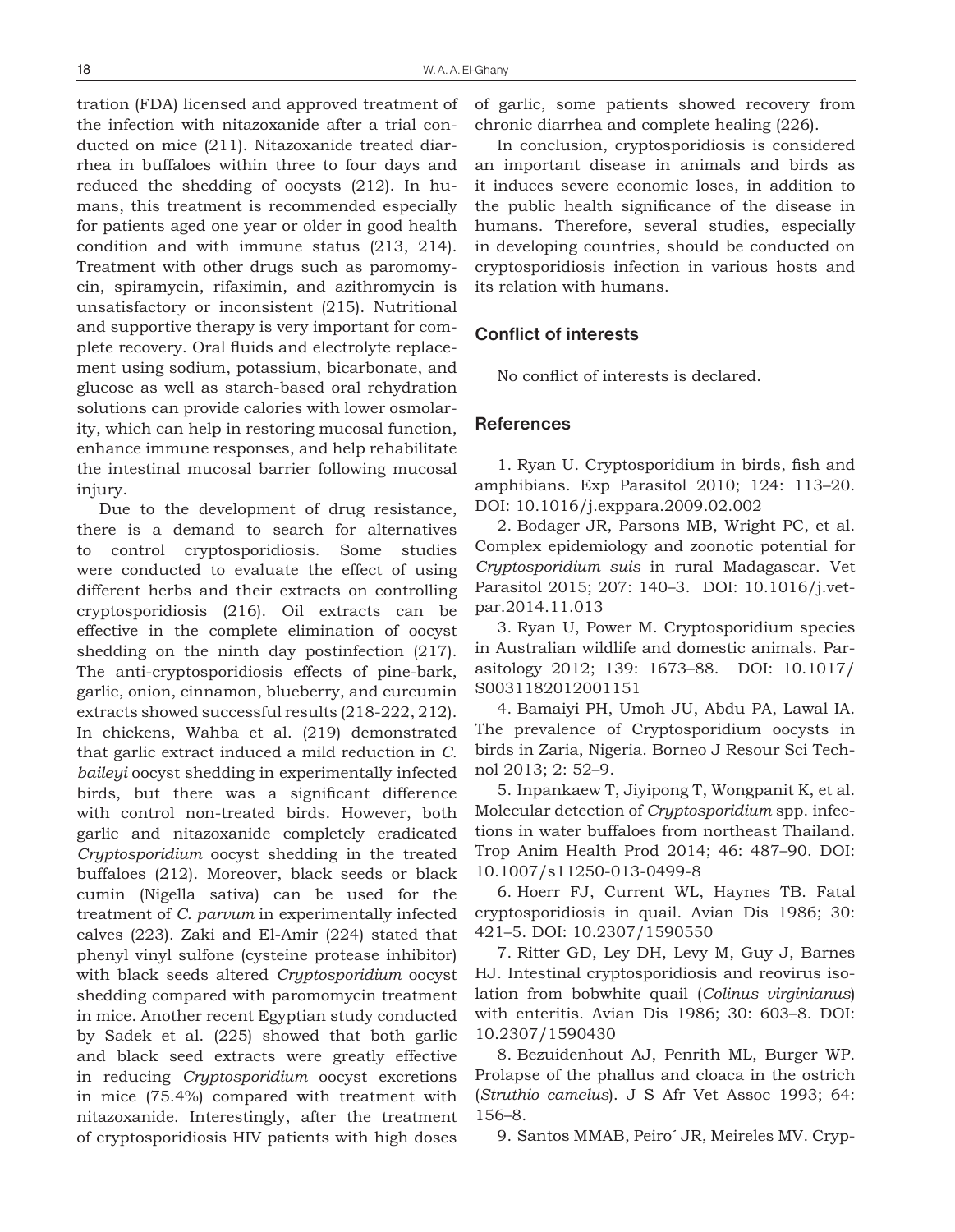tration (FDA) licensed and approved treatment of the infection with nitazoxanide after a trial conducted on mice (211). Nitazoxanide treated diarrhea in buffaloes within three to four days and reduced the shedding of oocysts (212). In humans, this treatment is recommended especially for patients aged one year or older in good health condition and with immune status (213, 214). Treatment with other drugs such as paromomycin, spiramycin, rifaximin, and azithromycin is unsatisfactory or inconsistent (215). Nutritional and supportive therapy is very important for complete recovery. Oral fluids and electrolyte replacement using sodium, potassium, bicarbonate, and glucose as well as starch-based oral rehydration solutions can provide calories with lower osmolarity, which can help in restoring mucosal function, enhance immune responses, and help rehabilitate the intestinal mucosal barrier following mucosal injury.

Due to the development of drug resistance, there is a demand to search for alternatives to control cryptosporidiosis. Some studies were conducted to evaluate the effect of using different herbs and their extracts on controlling cryptosporidiosis (216). Oil extracts can be effective in the complete elimination of oocyst shedding on the ninth day postinfection (217). The anti-cryptosporidiosis effects of pine-bark, garlic, onion, cinnamon, blueberry, and curcumin extracts showed successful results (218-222, 212). In chickens, Wahba et al. (219) demonstrated that garlic extract induced a mild reduction in *C. baileyi* oocyst shedding in experimentally infected birds, but there was a significant difference with control non-treated birds. However, both garlic and nitazoxanide completely eradicated *Cryptosporidium* oocyst shedding in the treated buffaloes (212). Moreover, black seeds or black cumin (Nigella sativa) can be used for the treatment of *C. parvum* in experimentally infected calves (223). Zaki and El-Amir (224) stated that phenyl vinyl sulfone (cysteine protease inhibitor) with black seeds altered *Cryptosporidium* oocyst shedding compared with paromomycin treatment in mice. Another recent Egyptian study conducted by Sadek et al. (225) showed that both garlic and black seed extracts were greatly effective in reducing *Cryptosporidium* oocyst excretions in mice (75.4%) compared with treatment with nitazoxanide. Interestingly, after the treatment of cryptosporidiosis HIV patients with high doses of garlic, some patients showed recovery from chronic diarrhea and complete healing (226).

In conclusion, cryptosporidiosis is considered an important disease in animals and birds as it induces severe economic loses, in addition to the public health significance of the disease in humans. Therefore, several studies, especially in developing countries, should be conducted on cryptosporidiosis infection in various hosts and its relation with humans.

## Conflict of interests

No conflict of interests is declared.

## References

1. Ryan U. Cryptosporidium in birds, fish and amphibians. Exp Parasitol 2010; 124: 113–20. DOI: 10.1016/j.exppara.2009.02.002

2. Bodager JR, Parsons MB, Wright PC, et al. Complex epidemiology and zoonotic potential for *Cryptosporidium suis* in rural Madagascar. Vet Parasitol 2015; 207: 140–3. DOI: 10.1016/j.vetpar.2014.11.013

3. Ryan U, Power M. Cryptosporidium species in Australian wildlife and domestic animals. Parasitology 2012; 139: 1673–88. DOI: 10.1017/S0031182012001151

4. Bamaiyi PH, Umoh JU, Abdu PA, Lawal IA. The prevalence of Cryptosporidium oocysts in birds in Zaria, Nigeria. Borneo J Resour Sci Technol 2013; 2: 52–9.

5. Inpankaew T, Jiyipong T, Wongpanit K, et al. Molecular detection of *Cryptosporidium* spp. infections in water buffaloes from northeast Thailand. Trop Anim Health Prod 2014; 46: 487–90. DOI: 10.1007/s11250-013-0499-8

6. Hoerr FJ, Current WL, Haynes TB. Fatal cryptosporidiosis in quail. Avian Dis 1986; 30: 421–5. DOI: 10.2307/1590550

7. Ritter GD, Ley DH, Levy M, Guy J, Barnes HJ. Intestinal cryptosporidiosis and reovirus isolation from bobwhite quail (*Colinus virginianus*) with enteritis. Avian Dis 1986; 30: 603–8. DOI: 10.2307/1590430

8. Bezuidenhout AJ, Penrith ML, Burger WP. Prolapse of the phallus and cloaca in the ostrich (*Struthio camelus*). J S Afr Vet Assoc 1993; 64: 156–8.

9. Santos MMAB, Peiro´ JR, Meireles MV. Cryp-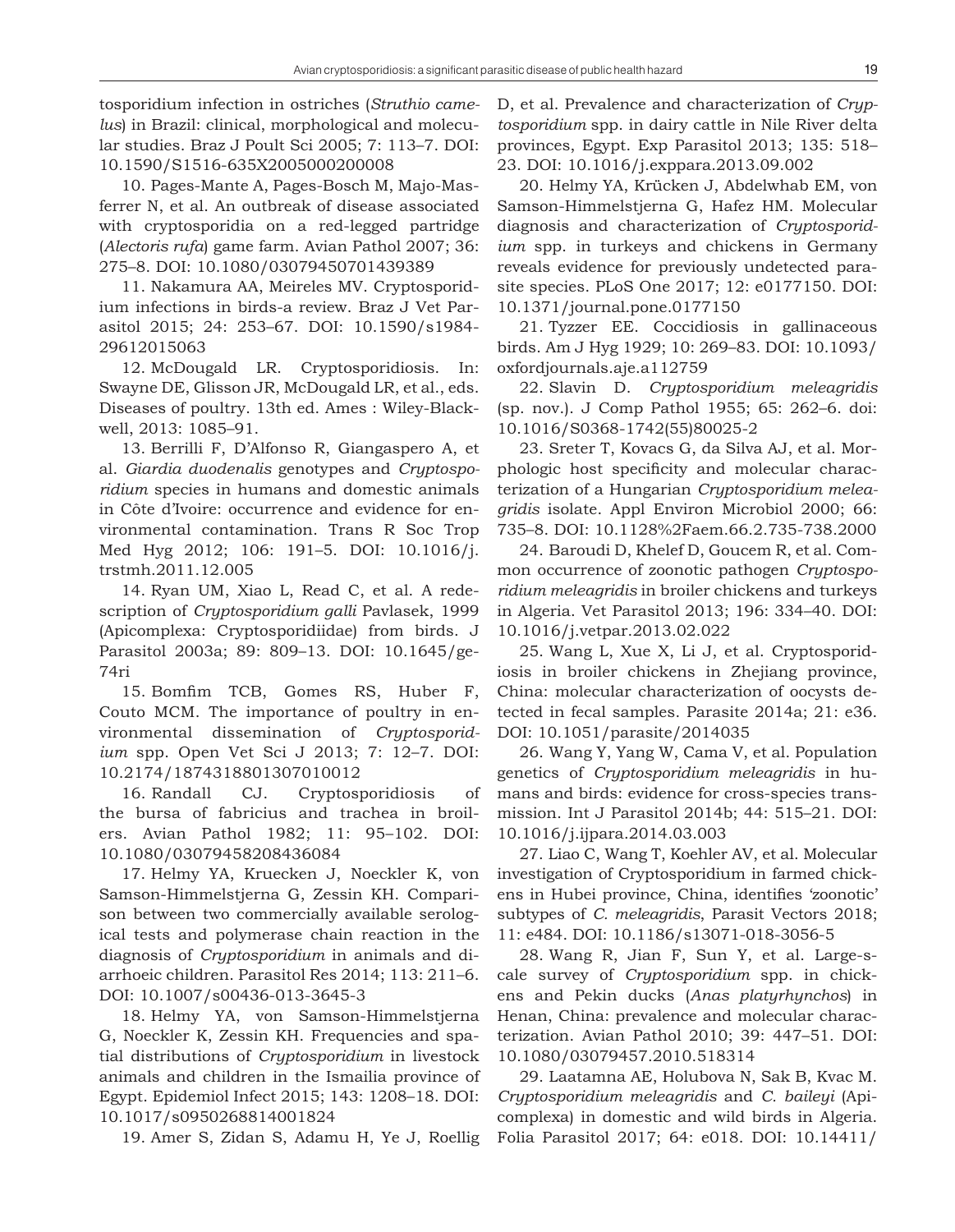tosporidium infection in ostriches (*Struthio camelus*) in Brazil: clinical, morphological and molecular studies. Braz J Poult Sci 2005; 7: 113–7. DOI: 10.1590/S1516-635X2005000200008

10. Pages-Mante A, Pages-Bosch M, Majo-Masferrer N, et al. An outbreak of disease associated with cryptosporidia on a red-legged partridge (*Alectoris rufa*) game farm. Avian Pathol 2007; 36: 275–8. DOI: 10.1080/03079450701439389

11. Nakamura AA, Meireles MV. Cryptosporidium infections in birds-a review. Braz J Vet Parasitol 2015; 24: 253–67. DOI: 10.1590/s1984-29612015063

12. McDougald LR. Cryptosporidiosis. In: Swayne DE, Glisson JR, McDougald LR, et al., eds. Diseases of poultry. 13th ed. Ames : Wiley-Blackwell, 2013: 1085–91.

13. Berrilli F, D'Alfonso R, Giangaspero A, et al. *Giardia duodenalis* genotypes and *Cryptosporidium* species in humans and domestic animals in Côte d'Ivoire: occurrence and evidence for environmental contamination. Trans R Soc Trop Med Hyg 2012; 106: 191–5. DOI: 10.1016/j.trstmh.2011.12.005

14. Ryan UM, Xiao L, Read C, et al. A redescription of *Cryptosporidium galli* Pavlasek, 1999 (Apicomplexa: Cryptosporidiidae) from birds. J Parasitol 2003a; 89: 809–13. DOI: 10.1645/ge-74ri

15. Bomfim TCB, Gomes RS, Huber F, Couto MCM. The importance of poultry in environmental dissemination of *Cryptosporidium* spp. Open Vet Sci J 2013; 7: 12–7. DOI: 10.2174/1874318801307010012

16. Randall CJ. Cryptosporidiosis of the bursa of fabricius and trachea in broilers. Avian Pathol 1982; 11: 95–102. DOI: 10.1080/03079458208436084

17. Helmy YA, Kruecken J, Noeckler K, von Samson-Himmelstjerna G, Zessin KH. Comparison between two commercially available serological tests and polymerase chain reaction in the diagnosis of *Cryptosporidium* in animals and diarrhoeic children. Parasitol Res 2014; 113: 211–6. DOI: 10.1007/s00436-013-3645-3

18. Helmy YA, von Samson-Himmelstjerna G, Noeckler K, Zessin KH. Frequencies and spatial distributions of *Cryptosporidium* in livestock animals and children in the Ismailia province of Egypt. Epidemiol Infect 2015; 143: 1208–18. DOI: 10.1017/s0950268814001824

19. Amer S, Zidan S, Adamu H, Ye J, Roellig D, et al. Prevalence and characterization of *Cryptosporidium* spp. in dairy cattle in Nile River delta provinces, Egypt. Exp Parasitol 2013; 135: 518–23. DOI: 10.1016/j.exppara.2013.09.002

20. Helmy YA, Krücken J, Abdelwhab EM, von Samson-Himmelstjerna G, Hafez HM. Molecular diagnosis and characterization of *Cryptosporidium* spp. in turkeys and chickens in Germany reveals evidence for previously undetected parasite species. PLoS One 2017; 12: e0177150. DOI: 10.1371/journal.pone.0177150

21. Tyzzer EE. Coccidiosis in gallinaceous birds. Am J Hyg 1929; 10: 269–83. DOI: 10.1093/oxfordjournals.aje.a112759

22. Slavin D. *Cryptosporidium meleagridis* (sp. nov.). J Comp Pathol 1955; 65: 262–6. doi: 10.1016/S0368-1742(55)80025-2

23. Sreter T, Kovacs G, da Silva AJ, et al. Morphologic host specificity and molecular characterization of a Hungarian *Cryptosporidium meleagridis* isolate. Appl Environ Microbiol 2000; 66: 735–8. DOI: 10.1128%2Faem.66.2.735-738.2000

24. Baroudi D, Khelef D, Goucem R, et al. Common occurrence of zoonotic pathogen *Cryptosporidium meleagridis* in broiler chickens and turkeys in Algeria. Vet Parasitol 2013; 196: 334–40. DOI: 10.1016/j.vetpar.2013.02.022

25. Wang L, Xue X, Li J, et al. Cryptosporidiosis in broiler chickens in Zhejiang province, China: molecular characterization of oocysts detected in fecal samples. Parasite 2014a; 21: e36. DOI: 10.1051/parasite/2014035

26. Wang Y, Yang W, Cama V, et al. Population genetics of *Cryptosporidium meleagridis* in humans and birds: evidence for cross-species transmission. Int J Parasitol 2014b; 44: 515–21. DOI: 10.1016/j.ijpara.2014.03.003

27. Liao C, Wang T, Koehler AV, et al. Molecular investigation of Cryptosporidium in farmed chickens in Hubei province, China, identifies 'zoonotic' subtypes of *C. meleagridis*, Parasit Vectors 2018; 11: e484. DOI: 10.1186/s13071-018-3056-5

28. Wang R, Jian F, Sun Y, et al. Large-scale survey of *Cryptosporidium* spp. in chickens and Pekin ducks (*Anas platyrhynchos*) in Henan, China: prevalence and molecular characterization. Avian Pathol 2010; 39: 447–51. DOI: 10.1080/03079457.2010.518314

29. Laatamna AE, Holubova N, Sak B, Kvac M. *Cryptosporidium meleagridis* and *C. baileyi* (Apicomplexa) in domestic and wild birds in Algeria. Folia Parasitol 2017; 64: e018. DOI: 10.14411/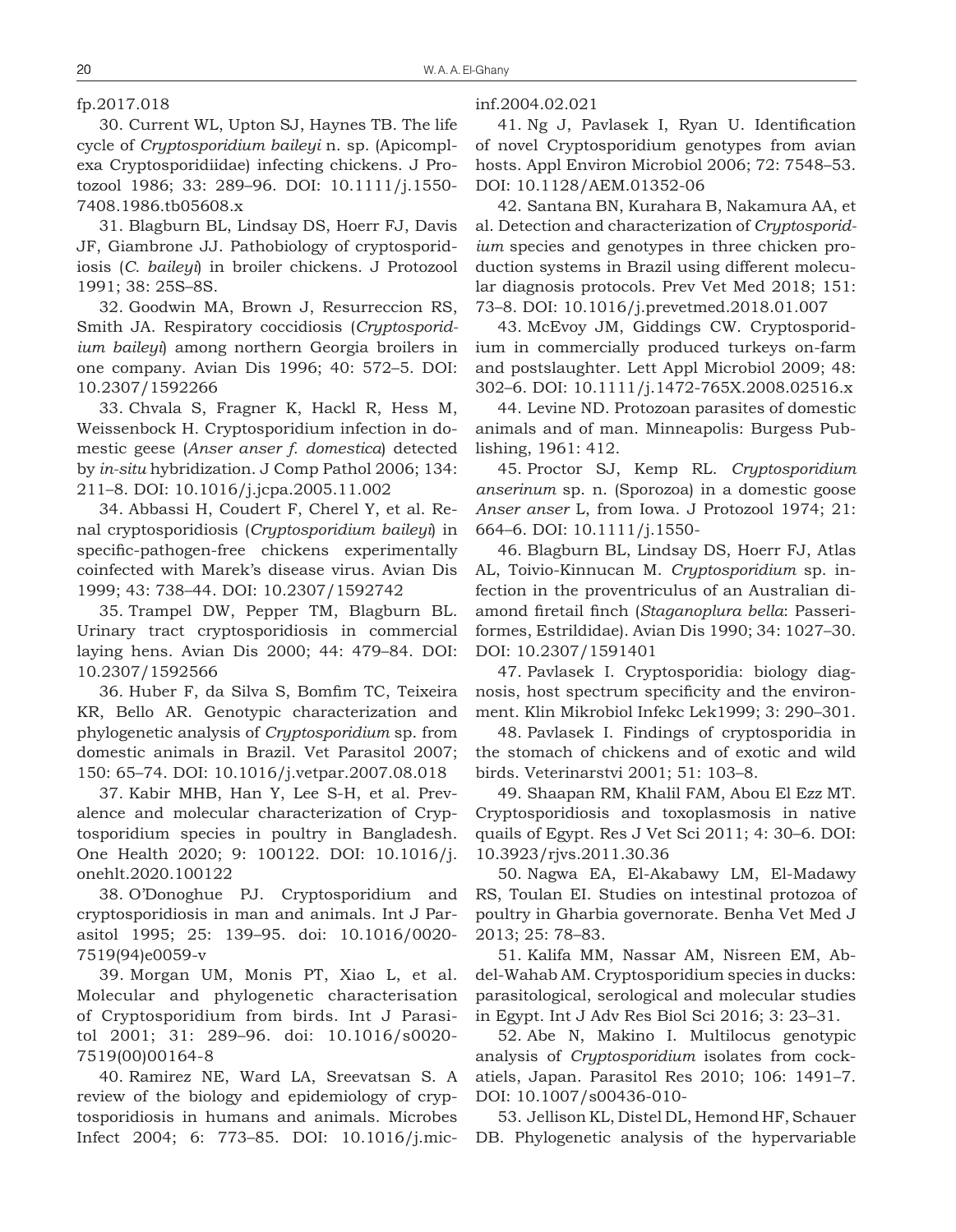fp.2017.018

30. Current WL, Upton SJ, Haynes TB. The life cycle of *Cryptosporidium baileyi* n. sp. (Apicomplexa Cryptosporidiidae) infecting chickens. J Protozool 1986; 33: 289–96. DOI: 10.1111/j.1550-7408.1986.tb05608.x

31. Blagburn BL, Lindsay DS, Hoerr FJ, Davis JF, Giambrone JJ. Pathobiology of cryptosporidiosis (*C. baileyi*) in broiler chickens. J Protozool 1991; 38: 25S–8S.

32. Goodwin MA, Brown J, Resurreccion RS, Smith JA. Respiratory coccidiosis (*Cryptosporidium baileyi*) among northern Georgia broilers in one company. Avian Dis 1996; 40: 572–5. DOI: 10.2307/1592266

33. Chvala S, Fragner K, Hackl R, Hess M, Weissenbock H. Cryptosporidium infection in domestic geese (*Anser anser f. domestica*) detected by *in-situ* hybridization. J Comp Pathol 2006; 134: 211–8. DOI: 10.1016/j.jcpa.2005.11.002

34. Abbassi H, Coudert F, Cherel Y, et al. Renal cryptosporidiosis (*Cryptosporidium baileyi*) in specific-pathogen-free chickens experimentally coinfected with Marek's disease virus. Avian Dis 1999; 43: 738–44. DOI: 10.2307/1592742

35. Trampel DW, Pepper TM, Blagburn BL. Urinary tract cryptosporidiosis in commercial laying hens. Avian Dis 2000; 44: 479–84. DOI: 10.2307/1592566

36. Huber F, da Silva S, Bomfim TC, Teixeira KR, Bello AR. Genotypic characterization and phylogenetic analysis of *Cryptosporidium* sp. from domestic animals in Brazil. Vet Parasitol 2007; 150: 65–74. DOI: 10.1016/j.vetpar.2007.08.018

37. Kabir MHB, Han Y, Lee S-H, et al. Prevalence and molecular characterization of Cryptosporidium species in poultry in Bangladesh. One Health 2020; 9: 100122. DOI: 10.1016/j.onehlt.2020.100122

38. O'Donoghue PJ. Cryptosporidium and cryptosporidiosis in man and animals. Int J Parasitol 1995; 25: 139–95. doi: 10.1016/0020-7519(94)e0059-v

39. Morgan UM, Monis PT, Xiao L, et al. Molecular and phylogenetic characterisation of Cryptosporidium from birds. Int J Parasitol 2001; 31: 289–96. doi: 10.1016/s0020-7519(00)00164-8

40. Ramirez NE, Ward LA, Sreevatsan S. A review of the biology and epidemiology of cryptosporidiosis in humans and animals. Microbes Infect 2004; 6: 773–85. DOI: 10.1016/j.micinf.2004.02.021

41. Ng J, Pavlasek I, Ryan U. Identification of novel Cryptosporidium genotypes from avian hosts. Appl Environ Microbiol 2006; 72: 7548–53. DOI: 10.1128/AEM.01352-06

42. Santana BN, Kurahara B, Nakamura AA, et al. Detection and characterization of *Cryptosporidium* species and genotypes in three chicken production systems in Brazil using different molecular diagnosis protocols. Prev Vet Med 2018; 151: 73–8. DOI: 10.1016/j.prevetmed.2018.01.007

43. McEvoy JM, Giddings CW. Cryptosporidium in commercially produced turkeys on-farm and postslaughter. Lett Appl Microbiol 2009; 48: 302–6. DOI: 10.1111/j.1472-765X.2008.02516.x

44. Levine ND. Protozoan parasites of domestic animals and of man. Minneapolis: Burgess Publishing, 1961: 412.

45. Proctor SJ, Kemp RL. *Cryptosporidium anserinum* sp. n. (Sporozoa) in a domestic goose *Anser anser* L, from Iowa. J Protozool 1974; 21: 664–6. DOI: 10.1111/j.1550-

46. Blagburn BL, Lindsay DS, Hoerr FJ, Atlas AL, Toivio-Kinnucan M. *Cryptosporidium* sp. infection in the proventriculus of an Australian diamond firetail finch (*Staganoplura bella*: Passeriformes, Estrildidae). Avian Dis 1990; 34: 1027–30. DOI: 10.2307/1591401

47. Pavlasek I. Cryptosporidia: biology diagnosis, host spectrum specificity and the environment. Klin Mikrobiol Infekc Lek1999; 3: 290–301.

48. Pavlasek I. Findings of cryptosporidia in the stomach of chickens and of exotic and wild birds. Veterinarstvi 2001; 51: 103–8.

49. Shaapan RM, Khalil FAM, Abou El Ezz MT. Cryptosporidiosis and toxoplasmosis in native quails of Egypt. Res J Vet Sci 2011; 4: 30–6. DOI: 10.3923/rjvs.2011.30.36

50. Nagwa EA, El-Akabawy LM, El-Madawy RS, Toulan EI. Studies on intestinal protozoa of poultry in Gharbia governorate. Benha Vet Med J 2013; 25: 78–83.

51. Kalifa MM, Nassar AM, Nisreen EM, Abdel-Wahab AM. Cryptosporidium species in ducks: parasitological, serological and molecular studies in Egypt. Int J Adv Res Biol Sci 2016; 3: 23–31.

52. Abe N, Makino I. Multilocus genotypic analysis of *Cryptosporidium* isolates from cockatiels, Japan. Parasitol Res 2010; 106: 1491–7. DOI: 10.1007/s00436-010-

53. Jellison KL, Distel DL, Hemond HF, Schauer DB. Phylogenetic analysis of the hypervariable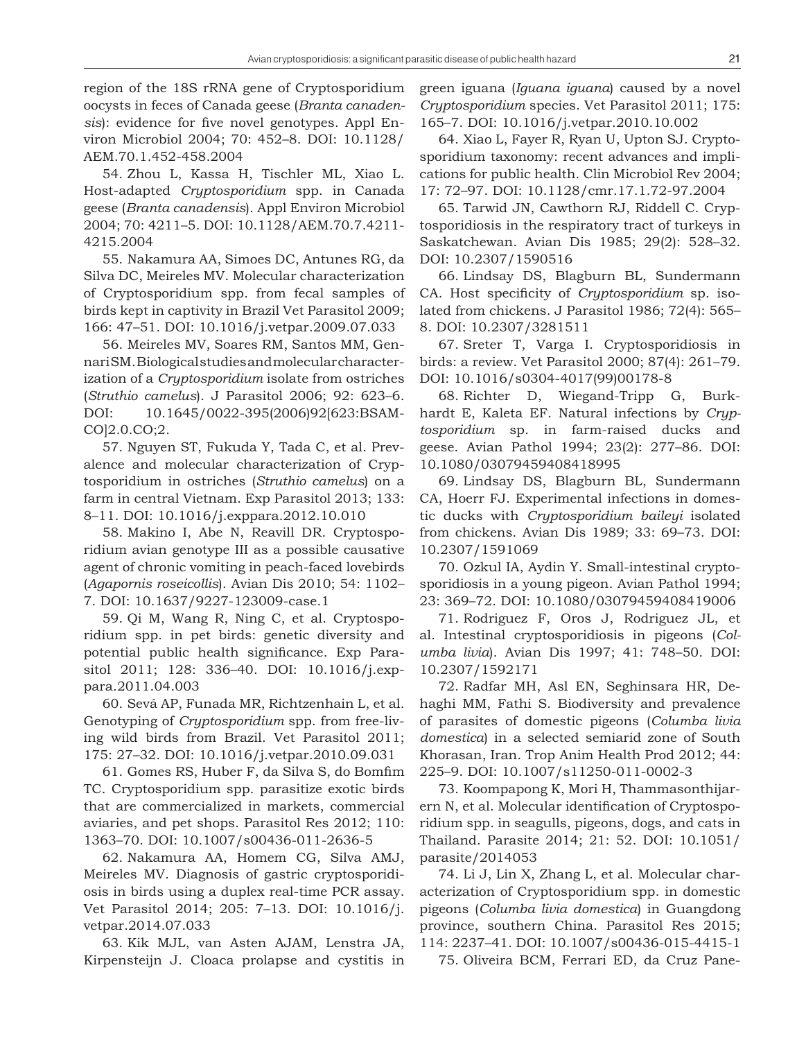region of the 18S rRNA gene of Cryptosporidium oocysts in feces of Canada geese (*Branta canadensis*): evidence for five novel genotypes. Appl Environ Microbiol 2004; 70: 452–8. DOI: 10.1128/AEM.70.1.452-458.2004

54. Zhou L, Kassa H, Tischler ML, Xiao L. Host-adapted *Cryptosporidium* spp. in Canada geese (*Branta canadensis*). Appl Environ Microbiol 2004; 70: 4211–5. DOI: 10.1128/AEM.70.7.4211-4215.2004

55. Nakamura AA, Simoes DC, Antunes RG, da Silva DC, Meireles MV. Molecular characterization of Cryptosporidium spp. from fecal samples of birds kept in captivity in Brazil Vet Parasitol 2009; 166: 47–51. DOI: 10.1016/j.vetpar.2009.07.033

56. Meireles MV, Soares RM, Santos MM, Gennari SM. Biological studies and molecular characterization of a *Cryptosporidium* isolate from ostriches (*Struthio camelus*). J Parasitol 2006; 92: 623–6. DOI: 10.1645/0022-395(2006)92[623:BSAMCO]2.0.CO;2.

57. Nguyen ST, Fukuda Y, Tada C, et al. Prevalence and molecular characterization of Cryptosporidium in ostriches (*Struthio camelus*) on a farm in central Vietnam. Exp Parasitol 2013; 133: 8–11. DOI: 10.1016/j.exppara.2012.10.010

58. Makino I, Abe N, Reavill DR. Cryptosporidium avian genotype III as a possible causative agent of chronic vomiting in peach-faced lovebirds (*Agapornis roseicollis*). Avian Dis 2010; 54: 1102–7. DOI: 10.1637/9227-123009-case.1

59. Qi M, Wang R, Ning C, et al. Cryptosporidium spp. in pet birds: genetic diversity and potential public health significance. Exp Parasitol 2011; 128: 336–40. DOI: 10.1016/j.exppara.2011.04.003

60. Sevá AP, Funada MR, Richtzenhain L, et al. Genotyping of *Cryptosporidium* spp. from free-living wild birds from Brazil. Vet Parasitol 2011; 175: 27–32. DOI: 10.1016/j.vetpar.2010.09.031

61. Gomes RS, Huber F, da Silva S, do Bomfim TC. Cryptosporidium spp. parasitize exotic birds that are commercialized in markets, commercial aviaries, and pet shops. Parasitol Res 2012; 110: 1363–70. DOI: 10.1007/s00436-011-2636-5

62. Nakamura AA, Homem CG, Silva AMJ, Meireles MV. Diagnosis of gastric cryptosporidiosis in birds using a duplex real-time PCR assay. Vet Parasitol 2014; 205: 7–13. DOI: 10.1016/j.vetpar.2014.07.033

63. Kik MJL, van Asten AJAM, Lenstra JA, Kirpensteijn J. Cloaca prolapse and cystitis in green iguana (*Iguana iguana*) caused by a novel *Cryptosporidium* species. Vet Parasitol 2011; 175: 165–7. DOI: 10.1016/j.vetpar.2010.10.002

64. Xiao L, Fayer R, Ryan U, Upton SJ. Cryptosporidium taxonomy: recent advances and implications for public health. Clin Microbiol Rev 2004; 17: 72–97. DOI: 10.1128/cmr.17.1.72-97.2004

65. Tarwid JN, Cawthorn RJ, Riddell C. Cryptosporidiosis in the respiratory tract of turkeys in Saskatchewan. Avian Dis 1985; 29(2): 528–32. DOI: 10.2307/1590516

66. Lindsay DS, Blagburn BL, Sundermann CA. Host specificity of *Cryptosporidium* sp. isolated from chickens. J Parasitol 1986; 72(4): 565–8. DOI: 10.2307/3281511

67. Sreter T, Varga I. Cryptosporidiosis in birds: a review. Vet Parasitol 2000; 87(4): 261–79. DOI: 10.1016/s0304-4017(99)00178-8

68. Richter D, Wiegand-Tripp G, Burkhardt E, Kaleta EF. Natural infections by *Cryptosporidium* sp. in farm-raised ducks and geese. Avian Pathol 1994; 23(2): 277–86. DOI: 10.1080/03079459408418995

69. Lindsay DS, Blagburn BL, Sundermann CA, Hoerr FJ. Experimental infections in domestic ducks with *Cryptosporidium baileyi* isolated from chickens. Avian Dis 1989; 33: 69–73. DOI: 10.2307/1591069

70. Ozkul IA, Aydin Y. Small-intestinal cryptosporidiosis in a young pigeon. Avian Pathol 1994; 23: 369–72. DOI: 10.1080/03079459408419006

71. Rodriguez F, Oros J, Rodriguez JL, et al. Intestinal cryptosporidiosis in pigeons (*Columba livia*). Avian Dis 1997; 41: 748–50. DOI: 10.2307/1592171

72. Radfar MH, Asl EN, Seghinsara HR, Dehaghi MM, Fathi S. Biodiversity and prevalence of parasites of domestic pigeons (*Columba livia domestica*) in a selected semiarid zone of South Khorasan, Iran. Trop Anim Health Prod 2012; 44: 225–9. DOI: 10.1007/s11250-011-0002-3

73. Koompapong K, Mori H, Thammasonthijarern N, et al. Molecular identification of Cryptosporidium spp. in seagulls, pigeons, dogs, and cats in Thailand. Parasite 2014; 21: 52. DOI: 10.1051/parasite/2014053

74. Li J, Lin X, Zhang L, et al. Molecular characterization of Cryptosporidium spp. in domestic pigeons (*Columba livia domestica*) in Guangdong province, southern China. Parasitol Res 2015; 114: 2237–41. DOI: 10.1007/s00436-015-4415-1

75. Oliveira BCM, Ferrari ED, da Cruz Pane-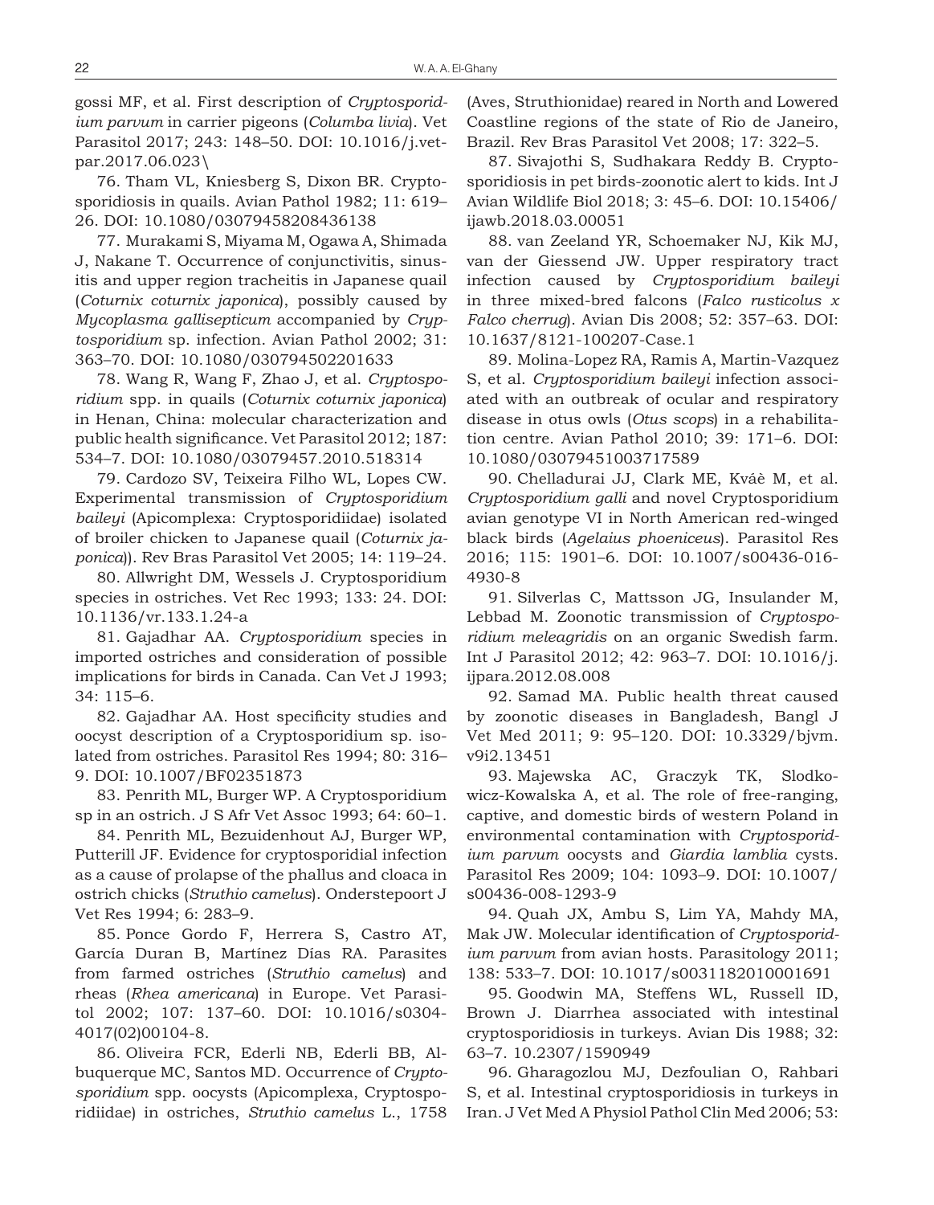gossi MF, et al. First description of *Cryptosporidium parvum* in carrier pigeons (*Columba livia*). Vet Parasitol 2017; 243: 148–50. DOI: 10.1016/j.vetpar.2017.06.023\

76. Tham VL, Kniesberg S, Dixon BR. Cryptosporidiosis in quails. Avian Pathol 1982; 11: 619–26. DOI: 10.1080/03079458208436138

77. Murakami S, Miyama M, Ogawa A, Shimada J, Nakane T. Occurrence of conjunctivitis, sinusitis and upper region tracheitis in Japanese quail (*Coturnix coturnix japonica*), possibly caused by *Mycoplasma gallisepticum* accompanied by *Cryptosporidium* sp. infection. Avian Pathol 2002; 31: 363–70. DOI: 10.1080/030794502201633

78. Wang R, Wang F, Zhao J, et al. *Cryptosporidium* spp. in quails (*Coturnix coturnix japonica*) in Henan, China: molecular characterization and public health significance. Vet Parasitol 2012; 187: 534–7. DOI: 10.1080/03079457.2010.518314

79. Cardozo SV, Teixeira Filho WL, Lopes CW. Experimental transmission of *Cryptosporidium baileyi* (Apicomplexa: Cryptosporidiidae) isolated of broiler chicken to Japanese quail (*Coturnix japonica*)). Rev Bras Parasitol Vet 2005; 14: 119–24.

80. Allwright DM, Wessels J. Cryptosporidium species in ostriches. Vet Rec 1993; 133: 24. DOI: 10.1136/vr.133.1.24-a

81. Gajadhar AA. *Cryptosporidium* species in imported ostriches and consideration of possible implications for birds in Canada. Can Vet J 1993; 34: 115–6.

82. Gajadhar AA. Host specificity studies and oocyst description of a Cryptosporidium sp. isolated from ostriches. Parasitol Res 1994; 80: 316–9. DOI: 10.1007/BF02351873

83. Penrith ML, Burger WP. A Cryptosporidium sp in an ostrich. J S Afr Vet Assoc 1993; 64: 60–1.

84. Penrith ML, Bezuidenhout AJ, Burger WP, Putterill JF. Evidence for cryptosporidial infection as a cause of prolapse of the phallus and cloaca in ostrich chicks (*Struthio camelus*). Onderstepoort J Vet Res 1994; 6: 283–9.

85. Ponce Gordo F, Herrera S, Castro AT, García Duran B, Martínez Días RA. Parasites from farmed ostriches (*Struthio camelus*) and rheas (*Rhea americana*) in Europe. Vet Parasitol 2002; 107: 137–60. DOI: 10.1016/s0304-4017(02)00104-8.

86. Oliveira FCR, Ederli NB, Ederli BB, Albuquerque MC, Santos MD. Occurrence of *Cryptosporidium* spp. oocysts (Apicomplexa, Cryptosporidiidae) in ostriches, *Struthio camelus* L., 1758 (Aves, Struthionidae) reared in North and Lowered Coastline regions of the state of Rio de Janeiro, Brazil. Rev Bras Parasitol Vet 2008; 17: 322–5.

87. Sivajothi S, Sudhakara Reddy B. Cryptosporidiosis in pet birds-zoonotic alert to kids. Int J Avian Wildlife Biol 2018; 3: 45–6. DOI: 10.15406/ijawb.2018.03.00051

88. van Zeeland YR, Schoemaker NJ, Kik MJ, van der Giessend JW. Upper respiratory tract infection caused by *Cryptosporidium baileyi* in three mixed-bred falcons (*Falco rusticolus x Falco cherrug*). Avian Dis 2008; 52: 357–63. DOI: 10.1637/8121-100207-Case.1

89. Molina-Lopez RA, Ramis A, Martin-Vazquez S, et al. *Cryptosporidium baileyi* infection associated with an outbreak of ocular and respiratory disease in otus owls (*Otus scops*) in a rehabilitation centre. Avian Pathol 2010; 39: 171–6. DOI: 10.1080/03079451003717589

90. Chelladurai JJ, Clark ME, Kváè M, et al. *Cryptosporidium galli* and novel Cryptosporidium avian genotype VI in North American red-winged black birds (*Agelaius phoeniceus*). Parasitol Res 2016; 115: 1901–6. DOI: 10.1007/s00436-016-4930-8

91. Silverlas C, Mattsson JG, Insulander M, Lebbad M. Zoonotic transmission of *Cryptosporidium meleagridis* on an organic Swedish farm. Int J Parasitol 2012; 42: 963–7. DOI: 10.1016/j.ijpara.2012.08.008

92. Samad MA. Public health threat caused by zoonotic diseases in Bangladesh, Bangl J Vet Med 2011; 9: 95–120. DOI: 10.3329/bjvm.v9i2.13451

93. Majewska AC, Graczyk TK, Slodkowicz-Kowalska A, et al. The role of free-ranging, captive, and domestic birds of western Poland in environmental contamination with *Cryptosporidium parvum* oocysts and *Giardia lamblia* cysts. Parasitol Res 2009; 104: 1093–9. DOI: 10.1007/s00436-008-1293-9

94. Quah JX, Ambu S, Lim YA, Mahdy MA, Mak JW. Molecular identification of *Cryptosporidium parvum* from avian hosts. Parasitology 2011; 138: 533–7. DOI: 10.1017/s0031182010001691

95. Goodwin MA, Steffens WL, Russell ID, Brown J. Diarrhea associated with intestinal cryptosporidiosis in turkeys. Avian Dis 1988; 32: 63–7. 10.2307/1590949

96. Gharagozlou MJ, Dezfoulian O, Rahbari S, et al. Intestinal cryptosporidiosis in turkeys in Iran. J Vet Med A Physiol Pathol Clin Med 2006; 53: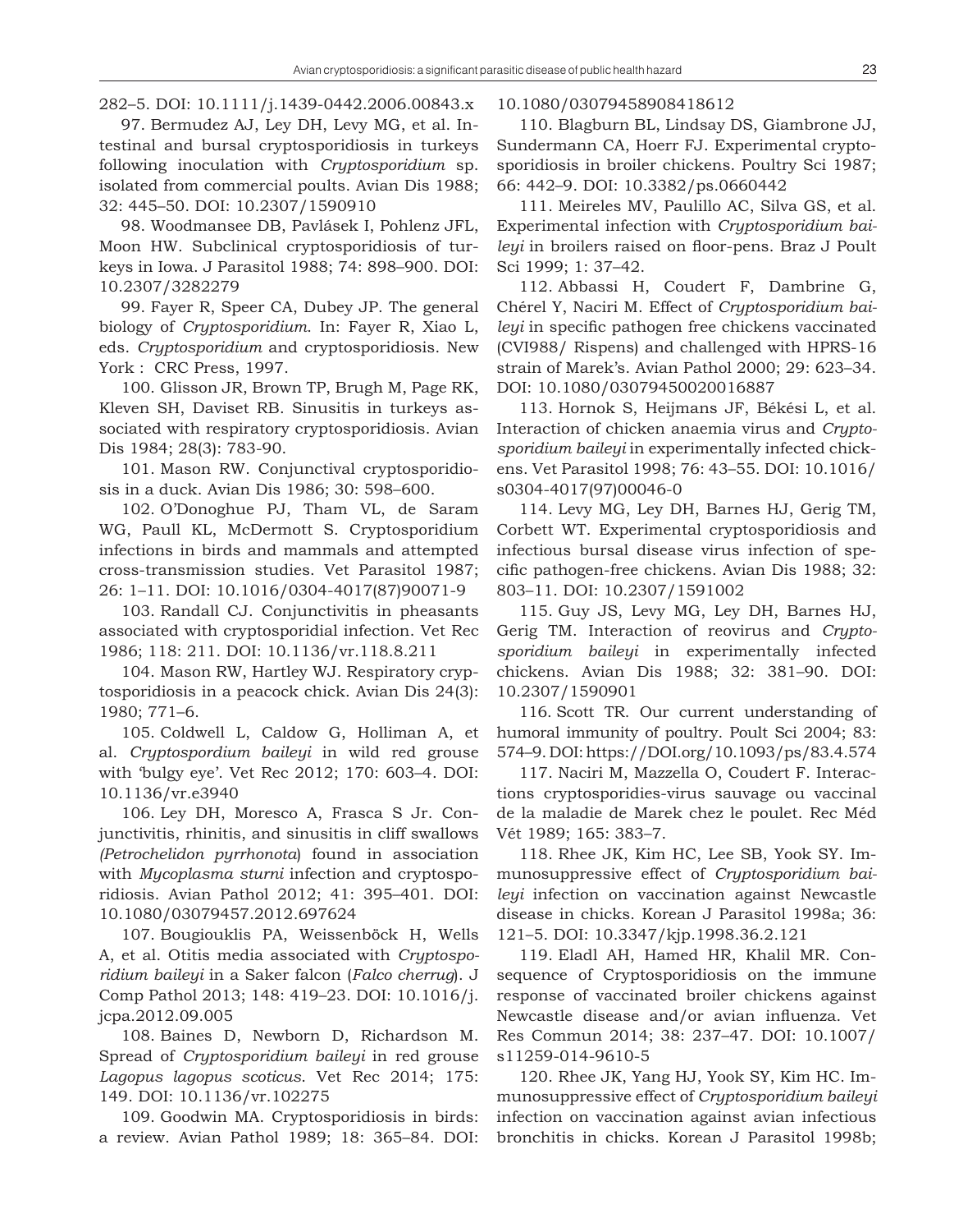282–5. DOI: 10.1111/j.1439-0442.2006.00843.x

97. Bermudez AJ, Ley DH, Levy MG, et al. Intestinal and bursal cryptosporidiosis in turkeys following inoculation with *Cryptosporidium* sp. isolated from commercial poults. Avian Dis 1988; 32: 445–50. DOI: 10.2307/1590910

98. Woodmansee DB, Pavlásek I, Pohlenz JFL, Moon HW. Subclinical cryptosporidiosis of turkeys in Iowa. J Parasitol 1988; 74: 898–900. DOI: 10.2307/3282279

99. Fayer R, Speer CA, Dubey JP. The general biology of *Cryptosporidium*. In: Fayer R, Xiao L, eds. *Cryptosporidium* and cryptosporidiosis. New York : CRC Press, 1997.

100. Glisson JR, Brown TP, Brugh M, Page RK, Kleven SH, Daviset RB. Sinusitis in turkeys associated with respiratory cryptosporidiosis. Avian Dis 1984; 28(3): 783-90.

101. Mason RW. Conjunctival cryptosporidiosis in a duck. Avian Dis 1986; 30: 598–600.

102. O'Donoghue PJ, Tham VL, de Saram WG, Paull KL, McDermott S. Cryptosporidium infections in birds and mammals and attempted cross-transmission studies. Vet Parasitol 1987; 26: 1–11. DOI: 10.1016/0304-4017(87)90071-9

103. Randall CJ. Conjunctivitis in pheasants associated with cryptosporidial infection. Vet Rec 1986; 118: 211. DOI: 10.1136/vr.118.8.211

104. Mason RW, Hartley WJ. Respiratory cryptosporidiosis in a peacock chick. Avian Dis 24(3): 1980; 771–6.

105. Coldwell L, Caldow G, Holliman A, et al. *Cryptospordium baileyi* in wild red grouse with 'bulgy eye'. Vet Rec 2012; 170: 603–4. DOI: 10.1136/vr.e3940

106. Ley DH, Moresco A, Frasca S Jr. Conjunctivitis, rhinitis, and sinusitis in cliff swallows *(Petrochelidon pyrrhonota*) found in association with *Mycoplasma sturni* infection and cryptosporidiosis. Avian Pathol 2012; 41: 395–401. DOI: 10.1080/03079457.2012.697624

107. Bougiouklis PA, Weissenböck H, Wells A, et al. Otitis media associated with *Cryptosporidium baileyi* in a Saker falcon (*Falco cherrug*). J Comp Pathol 2013; 148: 419–23. DOI: 10.1016/j.jcpa.2012.09.005

108. Baines D, Newborn D, Richardson M. Spread of *Cryptosporidium baileyi* in red grouse *Lagopus lagopus scoticus*. Vet Rec 2014; 175: 149. DOI: 10.1136/vr.102275

109. Goodwin MA. Cryptosporidiosis in birds: a review. Avian Pathol 1989; 18: 365–84. DOI: 10.1080/03079458908418612

110. Blagburn BL, Lindsay DS, Giambrone JJ, Sundermann CA, Hoerr FJ. Experimental cryptosporidiosis in broiler chickens. Poultry Sci 1987; 66: 442–9. DOI: 10.3382/ps.0660442

111. Meireles MV, Paulillo AC, Silva GS, et al. Experimental infection with *Cryptosporidium baileyi* in broilers raised on floor-pens. Braz J Poult Sci 1999; 1: 37–42.

112. Abbassi H, Coudert F, Dambrine G, Chérel Y, Naciri M. Effect of *Cryptosporidium baileyi* in specific pathogen free chickens vaccinated (CVI988/ Rispens) and challenged with HPRS-16 strain of Marek's. Avian Pathol 2000; 29: 623–34. DOI: 10.1080/03079450020016887

113. Hornok S, Heijmans JF, Békési L, et al. Interaction of chicken anaemia virus and *Cryptosporidium baileyi* in experimentally infected chickens. Vet Parasitol 1998; 76: 43–55. DOI: 10.1016/s0304-4017(97)00046-0

114. Levy MG, Ley DH, Barnes HJ, Gerig TM, Corbett WT. Experimental cryptosporidiosis and infectious bursal disease virus infection of specific pathogen-free chickens. Avian Dis 1988; 32: 803–11. DOI: 10.2307/1591002

115. Guy JS, Levy MG, Ley DH, Barnes HJ, Gerig TM. Interaction of reovirus and *Cryptosporidium baileyi* in experimentally infected chickens. Avian Dis 1988; 32: 381–90. DOI: 10.2307/1590901

116. Scott TR. Our current understanding of humoral immunity of poultry. Poult Sci 2004; 83: 574–9. DOI: https://DOI.org/10.1093/ps/83.4.574

117. Naciri M, Mazzella O, Coudert F. Interactions cryptosporidies-virus sauvage ou vaccinal de la maladie de Marek chez le poulet. Rec Méd Vét 1989; 165: 383–7.

118. Rhee JK, Kim HC, Lee SB, Yook SY. Immunosuppressive effect of *Cryptosporidium baileyi* infection on vaccination against Newcastle disease in chicks. Korean J Parasitol 1998a; 36: 121–5. DOI: 10.3347/kjp.1998.36.2.121

119. Eladl AH, Hamed HR, Khalil MR. Consequence of Cryptosporidiosis on the immune response of vaccinated broiler chickens against Newcastle disease and/or avian influenza. Vet Res Commun 2014; 38: 237–47. DOI: 10.1007/s11259-014-9610-5

120. Rhee JK, Yang HJ, Yook SY, Kim HC. Immunosuppressive effect of *Cryptosporidium baileyi* infection on vaccination against avian infectious bronchitis in chicks. Korean J Parasitol 1998b;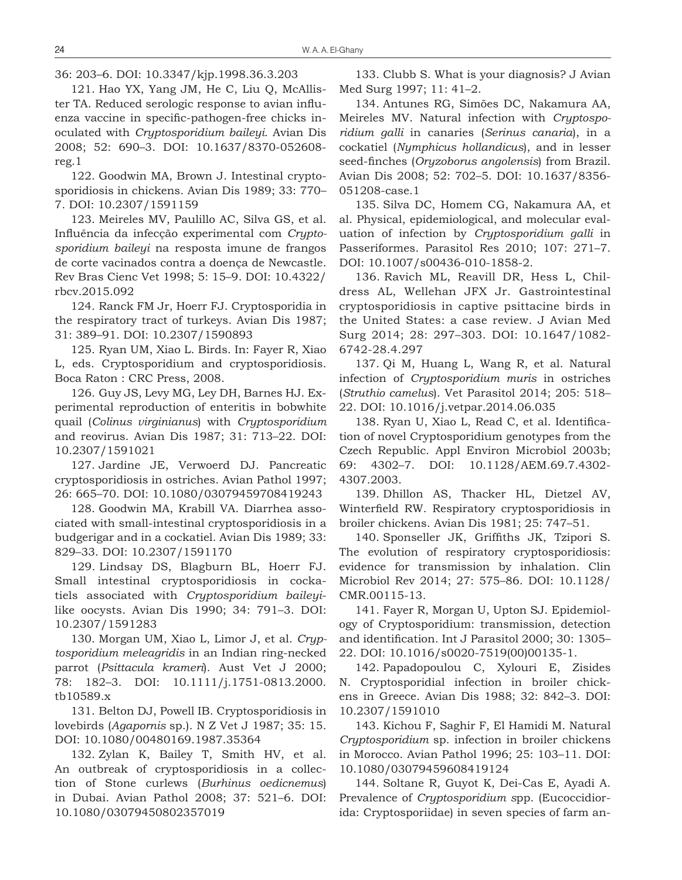36: 203–6. DOI: 10.3347/kjp.1998.36.3.203

121. Hao YX, Yang JM, He C, Liu Q, McAllister TA. Reduced serologic response to avian influenza vaccine in specific-pathogen-free chicks inoculated with *Cryptosporidium baileyi*. Avian Dis 2008; 52: 690–3. DOI: 10.1637/8370-052608-reg.1

122. Goodwin MA, Brown J. Intestinal cryptosporidiosis in chickens. Avian Dis 1989; 33: 770–7. DOI: 10.2307/1591159

123. Meireles MV, Paulillo AC, Silva GS, et al. Influência da infecção experimental com *Cryptosporidium baileyi* na resposta imune de frangos de corte vacinados contra a doença de Newcastle. Rev Bras Cienc Vet 1998; 5: 15–9. DOI: 10.4322/rbcv.2015.092

124. Ranck FM Jr, Hoerr FJ. Cryptosporidia in the respiratory tract of turkeys. Avian Dis 1987; 31: 389–91. DOI: 10.2307/1590893

125. Ryan UM, Xiao L. Birds. In: Fayer R, Xiao L, eds. Cryptosporidium and cryptosporidiosis. Boca Raton : CRC Press, 2008.

126. Guy JS, Levy MG, Ley DH, Barnes HJ. Experimental reproduction of enteritis in bobwhite quail (*Colinus virginianus*) with *Cryptosporidium* and reovirus. Avian Dis 1987; 31: 713–22. DOI: 10.2307/1591021

127. Jardine JE, Verwoerd DJ. Pancreatic cryptosporidiosis in ostriches. Avian Pathol 1997; 26: 665–70. DOI: 10.1080/03079459708419243

128. Goodwin MA, Krabill VA. Diarrhea associated with small-intestinal cryptosporidiosis in a budgerigar and in a cockatiel. Avian Dis 1989; 33: 829–33. DOI: 10.2307/1591170

129. Lindsay DS, Blagburn BL, Hoerr FJ. Small intestinal cryptosporidiosis in cockatiels associated with *Cryptosporidium baileyi*-like oocysts. Avian Dis 1990; 34: 791–3. DOI: 10.2307/1591283

130. Morgan UM, Xiao L, Limor J, et al. *Cryptosporidium meleagridis* in an Indian ring-necked parrot (*Psittacula krameri*). Aust Vet J 2000; 78: 182–3. DOI: 10.1111/j.1751-0813.2000.tb10589.x

131. Belton DJ, Powell IB. Cryptosporidiosis in lovebirds (*Agapornis* sp.). N Z Vet J 1987; 35: 15. DOI: 10.1080/00480169.1987.35364

132. Zylan K, Bailey T, Smith HV, et al. An outbreak of cryptosporidiosis in a collection of Stone curlews (*Burhinus oedicnemus*) in Dubai. Avian Pathol 2008; 37: 521–6. DOI: 10.1080/03079450802357019

133. Clubb S. What is your diagnosis? J Avian Med Surg 1997; 11: 41–2.

134. Antunes RG, Simões DC, Nakamura AA, Meireles MV. Natural infection with *Cryptosporidium galli* in canaries (*Serinus canaria*), in a cockatiel (*Nymphicus hollandicus*), and in lesser seed-finches (*Oryzoborus angolensis*) from Brazil. Avian Dis 2008; 52: 702–5. DOI: 10.1637/8356-051208-case.1

135. Silva DC, Homem CG, Nakamura AA, et al. Physical, epidemiological, and molecular evaluation of infection by *Cryptosporidium galli* in Passeriformes. Parasitol Res 2010; 107: 271–7. DOI: 10.1007/s00436-010-1858-2.

136. Ravich ML, Reavill DR, Hess L, Childress AL, Wellehan JFX Jr. Gastrointestinal cryptosporidiosis in captive psittacine birds in the United States: a case review. J Avian Med Surg 2014; 28: 297–303. DOI: 10.1647/1082-6742-28.4.297

137. Qi M, Huang L, Wang R, et al. Natural infection of *Cryptosporidium muris* in ostriches (*Struthio camelus*). Vet Parasitol 2014; 205: 518–22. DOI: 10.1016/j.vetpar.2014.06.035

138. Ryan U, Xiao L, Read C, et al. Identification of novel Cryptosporidium genotypes from the Czech Republic. Appl Environ Microbiol 2003b; 69: 4302–7. DOI: 10.1128/AEM.69.7.4302-4307.2003.

139. Dhillon AS, Thacker HL, Dietzel AV, Winterfield RW. Respiratory cryptosporidiosis in broiler chickens. Avian Dis 1981; 25: 747–51.

140. Sponseller JK, Griffiths JK, Tzipori S. The evolution of respiratory cryptosporidiosis: evidence for transmission by inhalation. Clin Microbiol Rev 2014; 27: 575–86. DOI: 10.1128/CMR.00115-13.

141. Fayer R, Morgan U, Upton SJ. Epidemiology of Cryptosporidium: transmission, detection and identification. Int J Parasitol 2000; 30: 1305–22. DOI: 10.1016/s0020-7519(00)00135-1.

142. Papadopoulou C, Xylouri E, Zisides N. Cryptosporidial infection in broiler chickens in Greece. Avian Dis 1988; 32: 842–3. DOI: 10.2307/1591010

143. Kichou F, Saghir F, El Hamidi M. Natural *Cryptosporidium* sp. infection in broiler chickens in Morocco. Avian Pathol 1996; 25: 103–11. DOI: 10.1080/03079459608419124

144. Soltane R, Guyot K, Dei-Cas E, Ayadi A. Prevalence of *Cryptosporidium s*pp. (Eucoccidiorida: Cryptosporiidae) in seven species of farm an-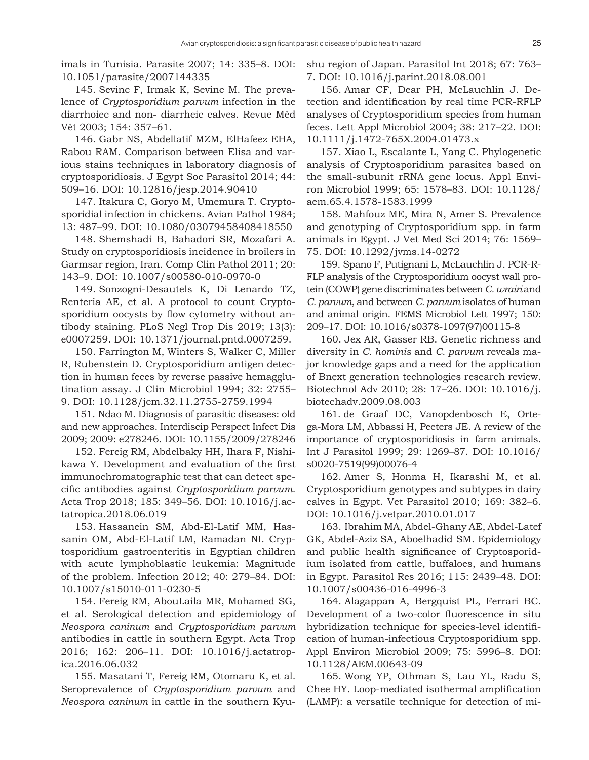imals in Tunisia. Parasite 2007; 14: 335–8. DOI: 10.1051/parasite/2007144335

145. Sevinc F, Irmak K, Sevinc M. The prevalence of *Cryptosporidium parvum* infection in the diarrhoiec and non- diarrheic calves. Revue Méd Vét 2003; 154: 357–61.

146. Gabr NS, Abdellatif MZM, ElHafeez EHA, Rabou RAM. Comparison between Elisa and various stains techniques in laboratory diagnosis of cryptosporidiosis. J Egypt Soc Parasitol 2014; 44: 509–16. DOI: 10.12816/jesp.2014.90410

147. Itakura C, Goryo M, Umemura T. Cryptosporidial infection in chickens. Avian Pathol 1984; 13: 487–99. DOI: 10.1080/03079458408418550

148. Shemshadi B, Bahadori SR, Mozafari A. Study on cryptosporidiosis incidence in broilers in Garmsar region, Iran. Comp Clin Pathol 2011; 20: 143–9. DOI: 10.1007/s00580-010-0970-0

149. Sonzogni-Desautels K, Di Lenardo TZ, Renteria AE, et al. A protocol to count Cryptosporidium oocysts by flow cytometry without antibody staining. PLoS Negl Trop Dis 2019; 13(3): e0007259. DOI: 10.1371/journal.pntd.0007259.

150. Farrington M, Winters S, Walker C, Miller R, Rubenstein D. Cryptosporidium antigen detection in human feces by reverse passive hemagglutination assay. J Clin Microbiol 1994; 32: 2755–9. DOI: 10.1128/jcm.32.11.2755-2759.1994

151. Ndao M. Diagnosis of parasitic diseases: old and new approaches. Interdiscip Perspect Infect Dis 2009; 2009: e278246. DOI: 10.1155/2009/278246

152. Fereig RM, Abdelbaky HH, Ihara F, Nishikawa Y. Development and evaluation of the first immunochromatographic test that can detect specific antibodies against *Cryptosporidium parvum*. Acta Trop 2018; 185: 349–56. DOI: 10.1016/j.actatropica.2018.06.019

153. Hassanein SM, Abd-El-Latif MM, Hassanin OM, Abd-El-Latif LM, Ramadan NI. Cryptosporidium gastroenteritis in Egyptian children with acute lymphoblastic leukemia: Magnitude of the problem. Infection 2012; 40: 279–84. DOI: 10.1007/s15010-011-0230-5

154. Fereig RM, AbouLaila MR, Mohamed SG, et al. Serological detection and epidemiology of *Neospora caninum* and *Cryptosporidium parvum* antibodies in cattle in southern Egypt. Acta Trop 2016; 162: 206–11. DOI: 10.1016/j.actatropica.2016.06.032

155. Masatani T, Fereig RM, Otomaru K, et al. Seroprevalence of *Cryptosporidium parvum* and *Neospora caninum* in cattle in the southern Kyushu region of Japan. Parasitol Int 2018; 67: 763–7. DOI: 10.1016/j.parint.2018.08.001

156. Amar CF, Dear PH, McLauchlin J. Detection and identification by real time PCR-RFLP analyses of Cryptosporidium species from human feces. Lett Appl Microbiol 2004; 38: 217–22. DOI: 10.1111/j.1472-765X.2004.01473.x

157. Xiao L, Escalante L, Yang C. Phylogenetic analysis of Cryptosporidium parasites based on the small-subunit rRNA gene locus. Appl Environ Microbiol 1999; 65: 1578–83. DOI: 10.1128/aem.65.4.1578-1583.1999

158. Mahfouz ME, Mira N, Amer S. Prevalence and genotyping of Cryptosporidium spp. in farm animals in Egypt. J Vet Med Sci 2014; 76: 1569–75. DOI: 10.1292/jvms.14-0272

159. Spano F, Putignani L, McLauchlin J. PCR-RFLP analysis of the Cryptosporidium oocyst wall protein (COWP) gene discriminates between *C. wrairi* and *C. parvum*, and between *C. parvum* isolates of human and animal origin. FEMS Microbiol Lett 1997; 150: 209–17. DOI: 10.1016/s0378-1097(97)00115-8

160. Jex AR, Gasser RB. Genetic richness and diversity in *C. hominis* and *C. parvum* reveals major knowledge gaps and a need for the application of Bnext generation technologies research review. Biotechnol Adv 2010; 28: 17–26. DOI: 10.1016/j.biotechadv.2009.08.003

161. de Graaf DC, Vanopdenbosch E, Ortega-Mora LM, Abbassi H, Peeters JE. A review of the importance of cryptosporidiosis in farm animals. Int J Parasitol 1999; 29: 1269–87. DOI: 10.1016/s0020-7519(99)00076-4

162. Amer S, Honma H, Ikarashi M, et al. Cryptosporidium genotypes and subtypes in dairy calves in Egypt. Vet Parasitol 2010; 169: 382–6. DOI: 10.1016/j.vetpar.2010.01.017

163. Ibrahim MA, Abdel-Ghany AE, Abdel-Latef GK, Abdel-Aziz SA, Aboelhadid SM. Epidemiology and public health significance of Cryptosporidium isolated from cattle, buffaloes, and humans in Egypt. Parasitol Res 2016; 115: 2439–48. DOI: 10.1007/s00436-016-4996-3

164. Alagappan A, Bergquist PL, Ferrari BC. Development of a two-color fluorescence in situ hybridization technique for species-level identification of human-infectious Cryptosporidium spp. Appl Environ Microbiol 2009; 75: 5996–8. DOI: 10.1128/AEM.00643-09

165. Wong YP, Othman S, Lau YL, Radu S, Chee HY. Loop-mediated isothermal amplification (LAMP): a versatile technique for detection of mi-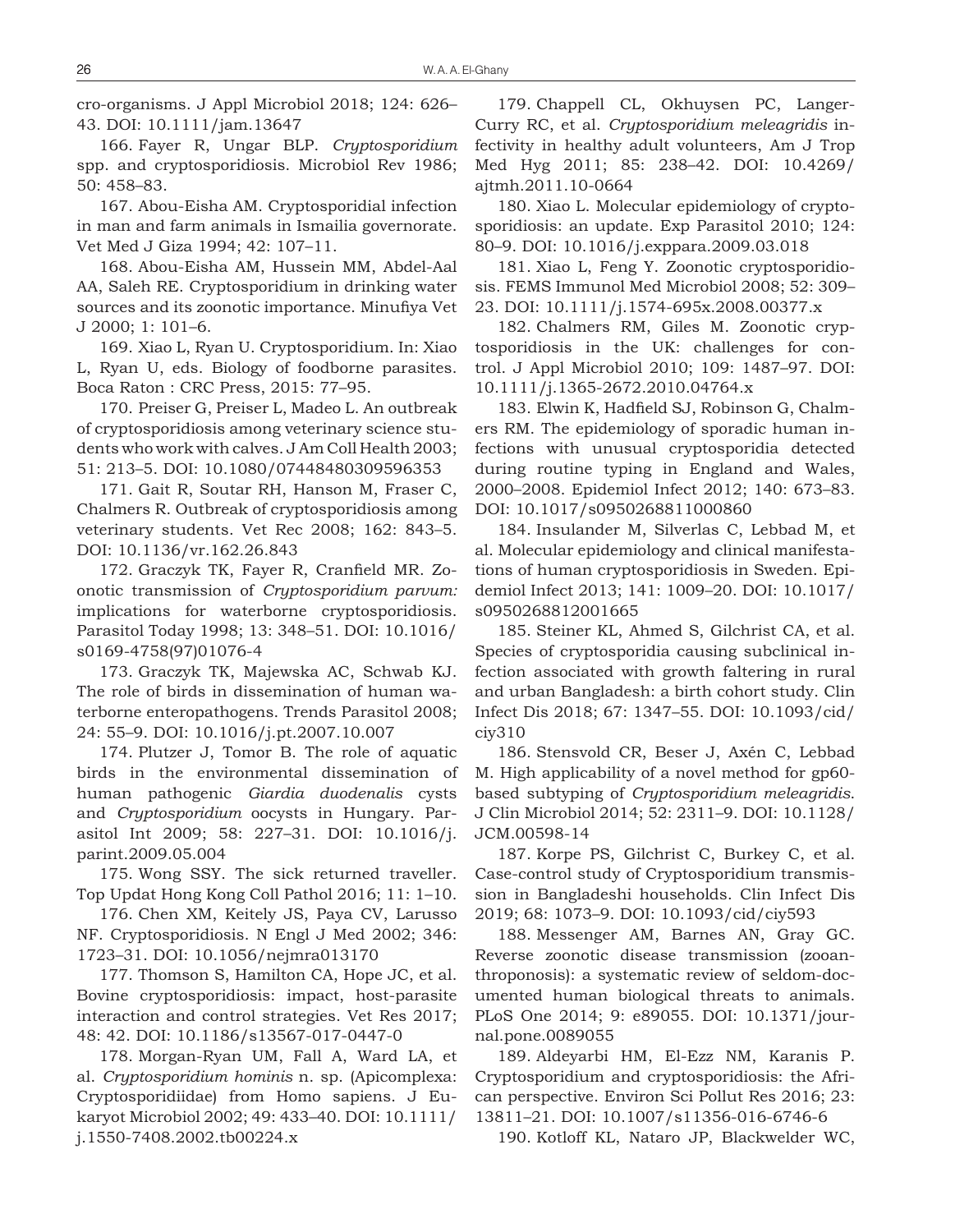cro-organisms. J Appl Microbiol 2018; 124: 626–43. DOI: 10.1111/jam.13647

166. Fayer R, Ungar BLP. *Cryptosporidium* spp. and cryptosporidiosis. Microbiol Rev 1986; 50: 458–83.

167. Abou-Eisha AM. Cryptosporidial infection in man and farm animals in Ismailia governorate. Vet Med J Giza 1994; 42: 107–11.

168. Abou-Eisha AM, Hussein MM, Abdel-Aal AA, Saleh RE. Cryptosporidium in drinking water sources and its zoonotic importance. Minufiya Vet J 2000; 1: 101–6.

169. Xiao L, Ryan U. Cryptosporidium. In: Xiao L, Ryan U, eds. Biology of foodborne parasites. Boca Raton : CRC Press, 2015: 77–95.

170. Preiser G, Preiser L, Madeo L. An outbreak of cryptosporidiosis among veterinary science students who work with calves. J Am Coll Health 2003; 51: 213–5. DOI: 10.1080/07448480309596353

171. Gait R, Soutar RH, Hanson M, Fraser C, Chalmers R. Outbreak of cryptosporidiosis among veterinary students. Vet Rec 2008; 162: 843–5. DOI: 10.1136/vr.162.26.843

172. Graczyk TK, Fayer R, Cranfield MR. Zoonotic transmission of *Cryptosporidium parvum:* implications for waterborne cryptosporidiosis. Parasitol Today 1998; 13: 348–51. DOI: 10.1016/s0169-4758(97)01076-4

173. Graczyk TK, Majewska AC, Schwab KJ. The role of birds in dissemination of human waterborne enteropathogens. Trends Parasitol 2008; 24: 55–9. DOI: 10.1016/j.pt.2007.10.007

174. Plutzer J, Tomor B. The role of aquatic birds in the environmental dissemination of human pathogenic *Giardia duodenalis* cysts and *Cryptosporidium* oocysts in Hungary. Parasitol Int 2009; 58: 227–31. DOI: 10.1016/j.parint.2009.05.004

175. Wong SSY. The sick returned traveller. Top Updat Hong Kong Coll Pathol 2016; 11: 1–10.

176. Chen XM, Keitely JS, Paya CV, Larusso NF. Cryptosporidiosis. N Engl J Med 2002; 346: 1723–31. DOI: 10.1056/nejmra013170

177. Thomson S, Hamilton CA, Hope JC, et al. Bovine cryptosporidiosis: impact, host-parasite interaction and control strategies. Vet Res 2017; 48: 42. DOI: 10.1186/s13567-017-0447-0

178. Morgan-Ryan UM, Fall A, Ward LA, et al. *Cryptosporidium hominis* n. sp. (Apicomplexa: Cryptosporidiidae) from Homo sapiens. J Eukaryot Microbiol 2002; 49: 433–40. DOI: 10.1111/j.1550-7408.2002.tb00224.x

179. Chappell CL, Okhuysen PC, Langer-Curry RC, et al. *Cryptosporidium meleagridis* infectivity in healthy adult volunteers, Am J Trop Med Hyg 2011; 85: 238–42. DOI: 10.4269/ajtmh.2011.10-0664

180. Xiao L. Molecular epidemiology of cryptosporidiosis: an update. Exp Parasitol 2010; 124: 80–9. DOI: 10.1016/j.exppara.2009.03.018

181. Xiao L, Feng Y. Zoonotic cryptosporidiosis. FEMS Immunol Med Microbiol 2008; 52: 309–23. DOI: 10.1111/j.1574-695x.2008.00377.x

182. Chalmers RM, Giles M. Zoonotic cryptosporidiosis in the UK: challenges for control. J Appl Microbiol 2010; 109: 1487–97. DOI: 10.1111/j.1365-2672.2010.04764.x

183. Elwin K, Hadfield SJ, Robinson G, Chalmers RM. The epidemiology of sporadic human infections with unusual cryptosporidia detected during routine typing in England and Wales, 2000–2008. Epidemiol Infect 2012; 140: 673–83. DOI: 10.1017/s0950268811000860

184. Insulander M, Silverlas C, Lebbad M, et al. Molecular epidemiology and clinical manifestations of human cryptosporidiosis in Sweden. Epidemiol Infect 2013; 141: 1009–20. DOI: 10.1017/s0950268812001665

185. Steiner KL, Ahmed S, Gilchrist CA, et al. Species of cryptosporidia causing subclinical infection associated with growth faltering in rural and urban Bangladesh: a birth cohort study. Clin Infect Dis 2018; 67: 1347–55. DOI: 10.1093/cid/ciy310

186. Stensvold CR, Beser J, Axén C, Lebbad M. High applicability of a novel method for gp60-based subtyping of *Cryptosporidium meleagridis*. J Clin Microbiol 2014; 52: 2311–9. DOI: 10.1128/JCM.00598-14

187. Korpe PS, Gilchrist C, Burkey C, et al. Case-control study of Cryptosporidium transmission in Bangladeshi households. Clin Infect Dis 2019; 68: 1073–9. DOI: 10.1093/cid/ciy593

188. Messenger AM, Barnes AN, Gray GC. Reverse zoonotic disease transmission (zooanthroponosis): a systematic review of seldom-documented human biological threats to animals. PLoS One 2014; 9: e89055. DOI: 10.1371/journal.pone.0089055

189. Aldeyarbi HM, El-Ezz NM, Karanis P. Cryptosporidium and cryptosporidiosis: the African perspective. Environ Sci Pollut Res 2016; 23: 13811–21. DOI: 10.1007/s11356-016-6746-6

190. Kotloff KL, Nataro JP, Blackwelder WC,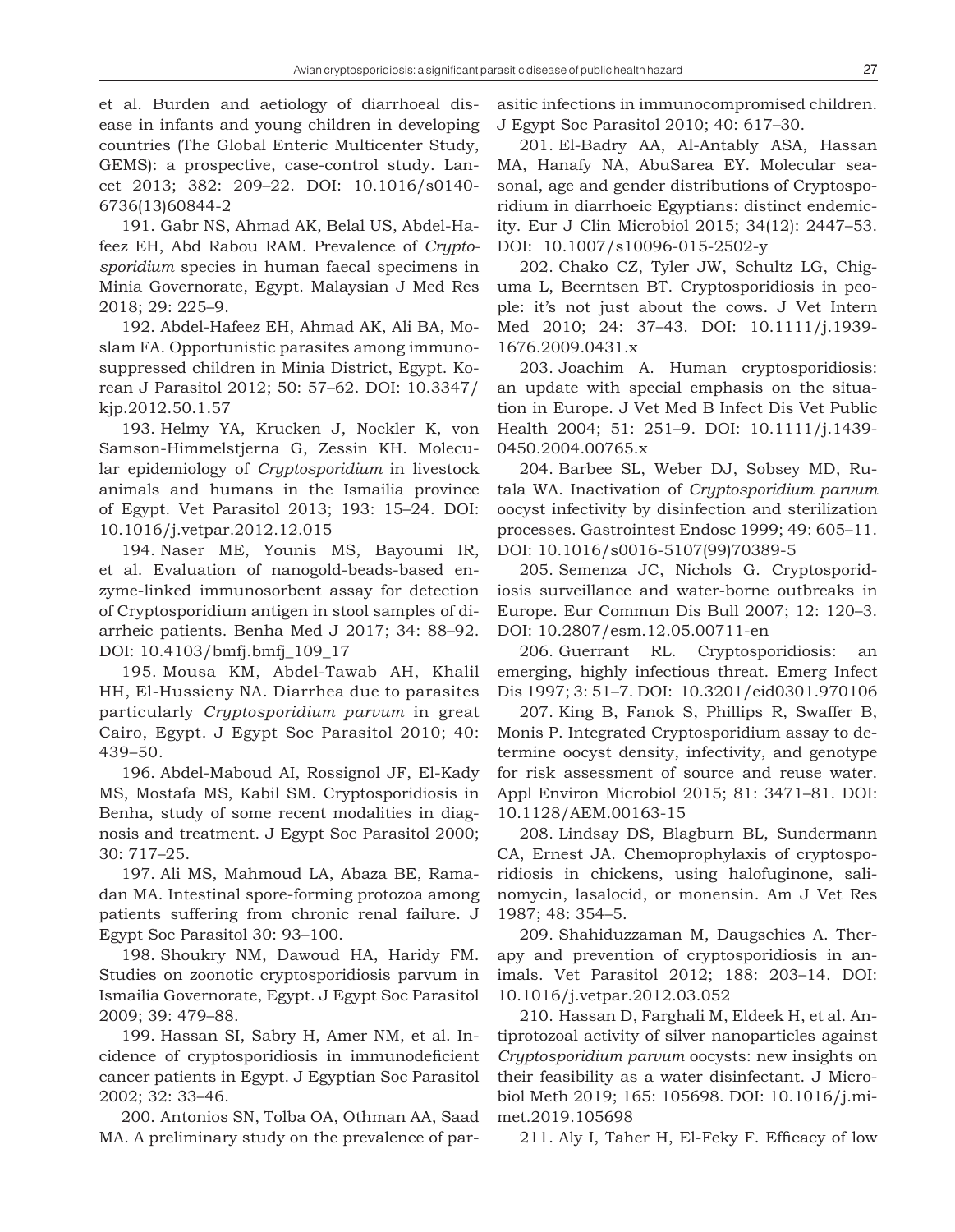et al. Burden and aetiology of diarrhoeal disease in infants and young children in developing countries (The Global Enteric Multicenter Study, GEMS): a prospective, case-control study. Lancet 2013; 382: 209–22. DOI: 10.1016/s0140-6736(13)60844-2

191. Gabr NS, Ahmad AK, Belal US, Abdel-Hafeez EH, Abd Rabou RAM. Prevalence of *Cryptosporidium* species in human faecal specimens in Minia Governorate, Egypt. Malaysian J Med Res 2018; 29: 225–9.

192. Abdel-Hafeez EH, Ahmad AK, Ali BA, Moslam FA. Opportunistic parasites among immunosuppressed children in Minia District, Egypt. Korean J Parasitol 2012; 50: 57–62. DOI: 10.3347/kjp.2012.50.1.57

193. Helmy YA, Krucken J, Nockler K, von Samson-Himmelstjerna G, Zessin KH. Molecular epidemiology of *Cryptosporidium* in livestock animals and humans in the Ismailia province of Egypt. Vet Parasitol 2013; 193: 15–24. DOI: 10.1016/j.vetpar.2012.12.015

194. Naser ME, Younis MS, Bayoumi IR, et al. Evaluation of nanogold-beads-based enzyme-linked immunosorbent assay for detection of Cryptosporidium antigen in stool samples of diarrheic patients. Benha Med J 2017; 34: 88–92. DOI: 10.4103/bmfj.bmfj_109_17

195. Mousa KM, Abdel-Tawab AH, Khalil HH, El-Hussieny NA. Diarrhea due to parasites particularly *Cryptosporidium parvum* in great Cairo, Egypt. J Egypt Soc Parasitol 2010; 40: 439–50.

196. Abdel-Maboud AI, Rossignol JF, El-Kady MS, Mostafa MS, Kabil SM. Cryptosporidiosis in Benha, study of some recent modalities in diagnosis and treatment. J Egypt Soc Parasitol 2000; 30: 717–25.

197. Ali MS, Mahmoud LA, Abaza BE, Ramadan MA. Intestinal spore-forming protozoa among patients suffering from chronic renal failure. J Egypt Soc Parasitol 30: 93–100.

198. Shoukry NM, Dawoud HA, Haridy FM. Studies on zoonotic cryptosporidiosis parvum in Ismailia Governorate, Egypt. J Egypt Soc Parasitol 2009; 39: 479–88.

199. Hassan SI, Sabry H, Amer NM, et al. Incidence of cryptosporidiosis in immunodeficient cancer patients in Egypt. J Egyptian Soc Parasitol 2002; 32: 33–46.

200. Antonios SN, Tolba OA, Othman AA, Saad MA. A preliminary study on the prevalence of parasitic infections in immunocompromised children. J Egypt Soc Parasitol 2010; 40: 617–30.

201. El-Badry AA, Al-Antably ASA, Hassan MA, Hanafy NA, AbuSarea EY. Molecular seasonal, age and gender distributions of Cryptosporidium in diarrhoeic Egyptians: distinct endemicity. Eur J Clin Microbiol 2015; 34(12): 2447–53. DOI: 10.1007/s10096-015-2502-y

202. Chako CZ, Tyler JW, Schultz LG, Chiguma L, Beerntsen BT. Cryptosporidiosis in people: it's not just about the cows. J Vet Intern Med 2010; 24: 37–43. DOI: 10.1111/j.1939-1676.2009.0431.x

203. Joachim A. Human cryptosporidiosis: an update with special emphasis on the situation in Europe. J Vet Med B Infect Dis Vet Public Health 2004; 51: 251–9. DOI: 10.1111/j.1439-0450.2004.00765.x

204. Barbee SL, Weber DJ, Sobsey MD, Rutala WA. Inactivation of *Cryptosporidium parvum* oocyst infectivity by disinfection and sterilization processes. Gastrointest Endosc 1999; 49: 605–11. DOI: 10.1016/s0016-5107(99)70389-5

205. Semenza JC, Nichols G. Cryptosporidiosis surveillance and water-borne outbreaks in Europe. Eur Commun Dis Bull 2007; 12: 120–3. DOI: 10.2807/esm.12.05.00711-en

206. Guerrant RL. Cryptosporidiosis: an emerging, highly infectious threat. Emerg Infect Dis 1997; 3: 51–7. DOI: 10.3201/eid0301.970106

207. King B, Fanok S, Phillips R, Swaffer B, Monis P. Integrated Cryptosporidium assay to determine oocyst density, infectivity, and genotype for risk assessment of source and reuse water. Appl Environ Microbiol 2015; 81: 3471–81. DOI: 10.1128/AEM.00163-15

208. Lindsay DS, Blagburn BL, Sundermann CA, Ernest JA. Chemoprophylaxis of cryptosporidiosis in chickens, using halofuginone, salinomycin, lasalocid, or monensin. Am J Vet Res 1987; 48: 354–5.

209. Shahiduzzaman M, Daugschies A. Therapy and prevention of cryptosporidiosis in animals. Vet Parasitol 2012; 188: 203–14. DOI: 10.1016/j.vetpar.2012.03.052

210. Hassan D, Farghali M, Eldeek H, et al. Antiprotozoal activity of silver nanoparticles against *Cryptosporidium parvum* oocysts: new insights on their feasibility as a water disinfectant. J Microbiol Meth 2019; 165: 105698. DOI: 10.1016/j.mimet.2019.105698

211. Aly I, Taher H, El-Feky F. Efficacy of low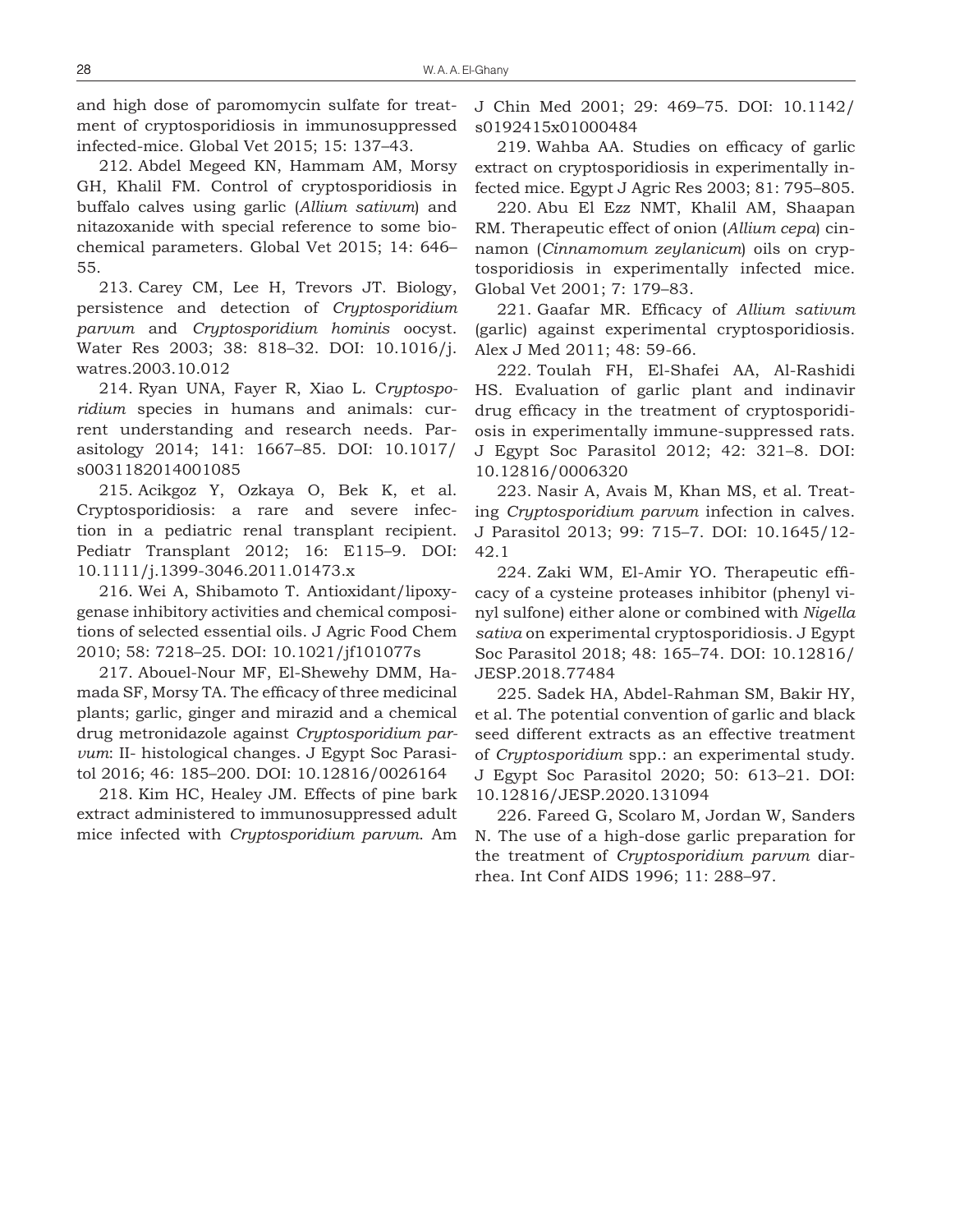and high dose of paromomycin sulfate for treatment of cryptosporidiosis in immunosuppressed infected-mice. Global Vet 2015; 15: 137–43.

212. Abdel Megeed KN, Hammam AM, Morsy GH, Khalil FM. Control of cryptosporidiosis in buffalo calves using garlic (*Allium sativum*) and nitazoxanide with special reference to some biochemical parameters. Global Vet 2015; 14: 646–55.

213. Carey CM, Lee H, Trevors JT. Biology, persistence and detection of *Cryptosporidium parvum* and *Cryptosporidium hominis* oocyst. Water Res 2003; 38: 818–32. DOI: 10.1016/j.watres.2003.10.012

214. Ryan UNA, Fayer R, Xiao L. C*ryptosporidium* species in humans and animals: current understanding and research needs. Parasitology 2014; 141: 1667–85. DOI: 10.1017/s0031182014001085

215. Acikgoz Y, Ozkaya O, Bek K, et al. Cryptosporidiosis: a rare and severe infection in a pediatric renal transplant recipient. Pediatr Transplant 2012; 16: E115–9. DOI: 10.1111/j.1399-3046.2011.01473.x

216. Wei A, Shibamoto T. Antioxidant/lipoxygenase inhibitory activities and chemical compositions of selected essential oils. J Agric Food Chem 2010; 58: 7218–25. DOI: 10.1021/jf101077s

217. Abouel-Nour MF, El-Shewehy DMM, Hamada SF, Morsy TA. The efficacy of three medicinal plants; garlic, ginger and mirazid and a chemical drug metronidazole against *Cryptosporidium parvum*: II- histological changes. J Egypt Soc Parasitol 2016; 46: 185–200. DOI: 10.12816/0026164

218. Kim HC, Healey JM. Effects of pine bark extract administered to immunosuppressed adult mice infected with *Cryptosporidium parvum*. Am J Chin Med 2001; 29: 469–75. DOI: 10.1142/s0192415x01000484

219. Wahba AA. Studies on efficacy of garlic extract on cryptosporidiosis in experimentally infected mice. Egypt J Agric Res 2003; 81: 795–805.

220. Abu El Ezz NMT, Khalil AM, Shaapan RM. Therapeutic effect of onion (*Allium cepa*) cinnamon (*Cinnamomum zeylanicum*) oils on cryptosporidiosis in experimentally infected mice. Global Vet 2001; 7: 179–83.

221. Gaafar MR. Efficacy of *Allium sativum* (garlic) against experimental cryptosporidiosis. Alex J Med 2011; 48: 59-66.

222. Toulah FH, El-Shafei AA, Al-Rashidi HS. Evaluation of garlic plant and indinavir drug efficacy in the treatment of cryptosporidiosis in experimentally immune-suppressed rats. J Egypt Soc Parasitol 2012; 42: 321–8. DOI: 10.12816/0006320

223. Nasir A, Avais M, Khan MS, et al. Treating *Cryptosporidium parvum* infection in calves. J Parasitol 2013; 99: 715–7. DOI: 10.1645/12-42.1

224. Zaki WM, El-Amir YO. Therapeutic efficacy of a cysteine proteases inhibitor (phenyl vinyl sulfone) either alone or combined with *Nigella sativa* on experimental cryptosporidiosis. J Egypt Soc Parasitol 2018; 48: 165–74. DOI: 10.12816/JESP.2018.77484

225. Sadek HA, Abdel-Rahman SM, Bakir HY, et al. The potential convention of garlic and black seed different extracts as an effective treatment of *Cryptosporidium* spp.: an experimental study. J Egypt Soc Parasitol 2020; 50: 613–21. DOI: 10.12816/JESP.2020.131094

226. Fareed G, Scolaro M, Jordan W, Sanders N. The use of a high-dose garlic preparation for the treatment of *Cryptosporidium parvum* diarrhea. Int Conf AIDS 1996; 11: 288–97.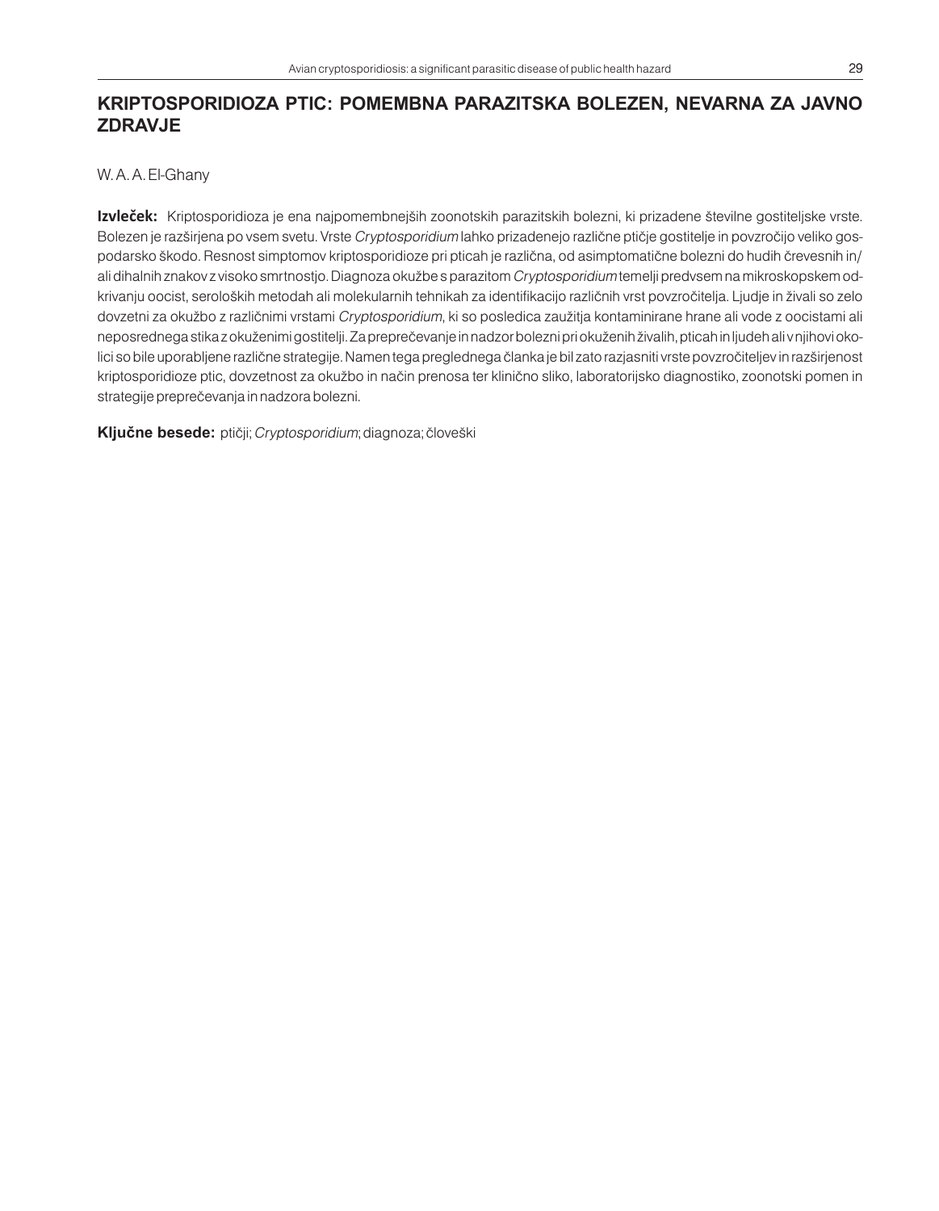## KRIPTOSPORIDIOZA PTIC: POMEMBNA PARAZITSKA BOLEZEN, NEVARNA ZA JAVNO ZDRAVJE

W. A. A. El-Ghany

**Izvleček:** Kriptosporidioza je ena najpomembnejših zoonotskih parazitskih bolezni, ki prizadene številne gostiteljske vrste. Bolezen je razširjena po vsem svetu. Vrste *Cryptosporidium* lahko prizadenejo različne ptičje gostitelje in povzročijo veliko gospodarsko škodo. Resnost simptomov kriptosporidioze pri pticah je različna, od asimptomatične bolezni do hudih črevesnih in/ali dihalnih znakov z visoko smrtnostjo. Diagnoza okužbe s parazitom *Cryptosporidium* temelji predvsem na mikroskopskem odkrivanju oocist, seroloških metodah ali molekularnih tehnikah za identifikacijo različnih vrst povzročitelja. Ljudje in živali so zelo dovzetni za okužbo z različnimi vrstami *Cryptosporidium*, ki so posledica zaužitja kontaminirane hrane ali vode z oocistami ali neposrednega stika z okuženimi gostitelji. Za preprečevanje in nadzor bolezni pri okuženih živalih, pticah in ljudeh ali v njihovi okolici so bile uporabljene različne strategije. Namen tega preglednega članka je bil zato razjasniti vrste povzročiteljev in razširjenost kriptosporidioze ptic, dovzetnost za okužbo in način prenosa ter klinično sliko, laboratorijsko diagnostiko, zoonotski pomen in strategije preprečevanja in nadzora bolezni.

**Ključne besede:** ptičji; *Cryptosporidium*; diagnoza; človeški